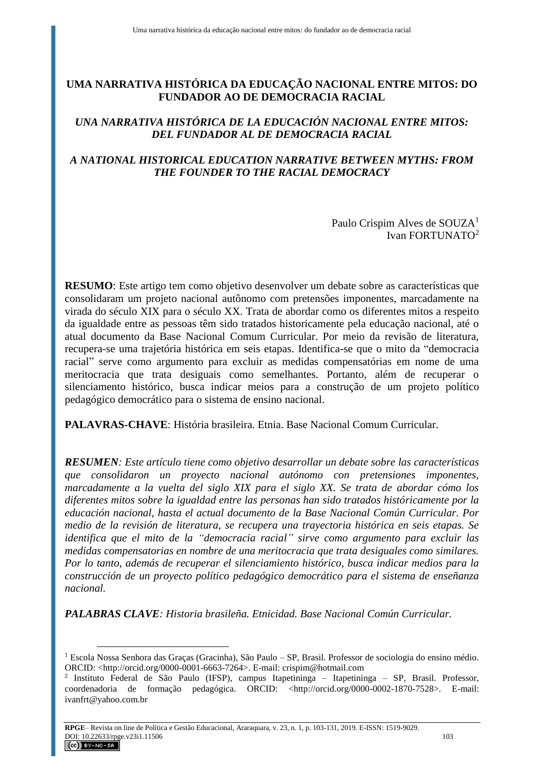# UMA NARRATIVA HISTÓRICA DA EDUCAÇÃO NACIONAL ENTRE MITOS: DO FUNDADOR AO DE DEMOCRACIA RACIAL

## *UNA NARRATIVA HISTÓRICA DE LA EDUCACIÓN NACIONAL ENTRE MITOS: DEL FUNDADOR AL DE DEMOCRACIA RACIAL*

## *A NATIONAL HISTORICAL EDUCATION NARRATIVE BETWEEN MYTHS: FROM THE FOUNDER TO THE RACIAL DEMOCRACY*

Paulo Crispim Alves de SOUZA[1]
Ivan FORTUNATO[2]

**RESUMO**: Este artigo tem como objetivo desenvolver um debate sobre as características que consolidaram um projeto nacional autônomo com pretensões imponentes, marcadamente na virada do século XIX para o século XX. Trata de abordar como os diferentes mitos a respeito da igualdade entre as pessoas têm sido tratados historicamente pela educação nacional, até o atual documento da Base Nacional Comum Curricular. Por meio da revisão de literatura, recupera-se uma trajetória histórica em seis etapas. Identifica-se que o mito da "democracia racial" serve como argumento para excluir as medidas compensatórias em nome de uma meritocracia que trata desiguais como semelhantes. Portanto, além de recuperar o silenciamento histórico, busca indicar meios para a construção de um projeto político pedagógico democrático para o sistema de ensino nacional.

**PALAVRAS-CHAVE**: História brasileira. Etnia. Base Nacional Comum Curricular.

***RESUMEN****: Este artículo tiene como objetivo desarrollar un debate sobre las características que consolidaron un proyecto nacional autónomo con pretensiones imponentes, marcadamente a la vuelta del siglo XIX para el siglo XX. Se trata de abordar cómo los diferentes mitos sobre la igualdad entre las personas han sido tratados históricamente por la educación nacional, hasta el actual documento de la Base Nacional Común Curricular. Por medio de la revisión de literatura, se recupera una trayectoria histórica en seis etapas. Se identifica que el mito de la "democracia racial" sirve como argumento para excluir las medidas compensatorias en nombre de una meritocracia que trata desiguales como similares. Por lo tanto, además de recuperar el silenciamiento histórico, busca indicar medios para la construcción de un proyecto político pedagógico democrático para el sistema de enseñanza nacional.*

***PALABRAS CLAVE****: Historia brasileña. Etnicidad. Base Nacional Común Curricular.*

---

[1] Escola Nossa Senhora das Graças (Gracinha), São Paulo – SP, Brasil. Professor de sociologia do ensino médio. ORCID: <http://orcid.org/0000-0001-6663-7264>. E-mail: crispim@hotmail.com

[2] Instituto Federal de São Paulo (IFSP), campus Itapetininga – Itapetininga – SP, Brasil. Professor, coordenadoria de formação pedagógica. ORCID: <http://orcid.org/0000-0002-1870-7528>. E-mail: ivanfrt@yahoo.com.br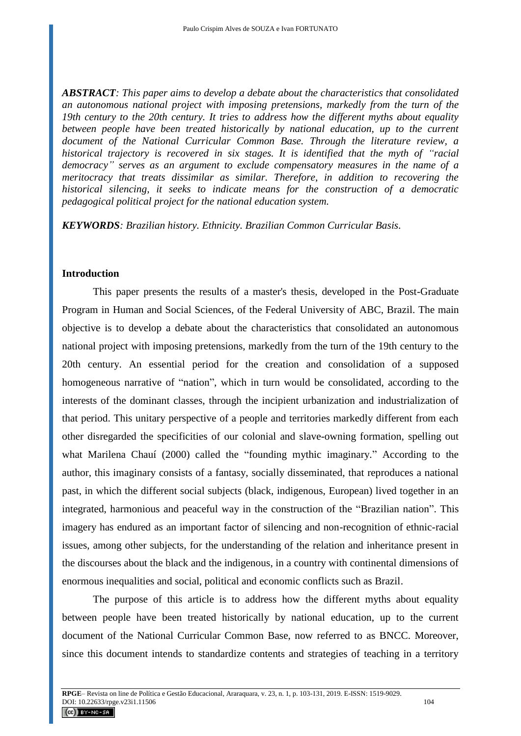***ABSTRACT**: This paper aims to develop a debate about the characteristics that consolidated an autonomous national project with imposing pretensions, markedly from the turn of the 19th century to the 20th century. It tries to address how the different myths about equality between people have been treated historically by national education, up to the current document of the National Curricular Common Base. Through the literature review, a historical trajectory is recovered in six stages. It is identified that the myth of "racial democracy" serves as an argument to exclude compensatory measures in the name of a meritocracy that treats dissimilar as similar. Therefore, in addition to recovering the historical silencing, it seeks to indicate means for the construction of a democratic pedagogical political project for the national education system.*

***KEYWORDS**: Brazilian history. Ethnicity. Brazilian Common Curricular Basis.*

## Introduction

This paper presents the results of a master's thesis, developed in the Post-Graduate Program in Human and Social Sciences, of the Federal University of ABC, Brazil. The main objective is to develop a debate about the characteristics that consolidated an autonomous national project with imposing pretensions, markedly from the turn of the 19th century to the 20th century. An essential period for the creation and consolidation of a supposed homogeneous narrative of "nation", which in turn would be consolidated, according to the interests of the dominant classes, through the incipient urbanization and industrialization of that period. This unitary perspective of a people and territories markedly different from each other disregarded the specificities of our colonial and slave-owning formation, spelling out what Marilena Chauí (2000) called the "founding mythic imaginary." According to the author, this imaginary consists of a fantasy, socially disseminated, that reproduces a national past, in which the different social subjects (black, indigenous, European) lived together in an integrated, harmonious and peaceful way in the construction of the "Brazilian nation". This imagery has endured as an important factor of silencing and non-recognition of ethnic-racial issues, among other subjects, for the understanding of the relation and inheritance present in the discourses about the black and the indigenous, in a country with continental dimensions of enormous inequalities and social, political and economic conflicts such as Brazil.

The purpose of this article is to address how the different myths about equality between people have been treated historically by national education, up to the current document of the National Curricular Common Base, now referred to as BNCC. Moreover, since this document intends to standardize contents and strategies of teaching in a territory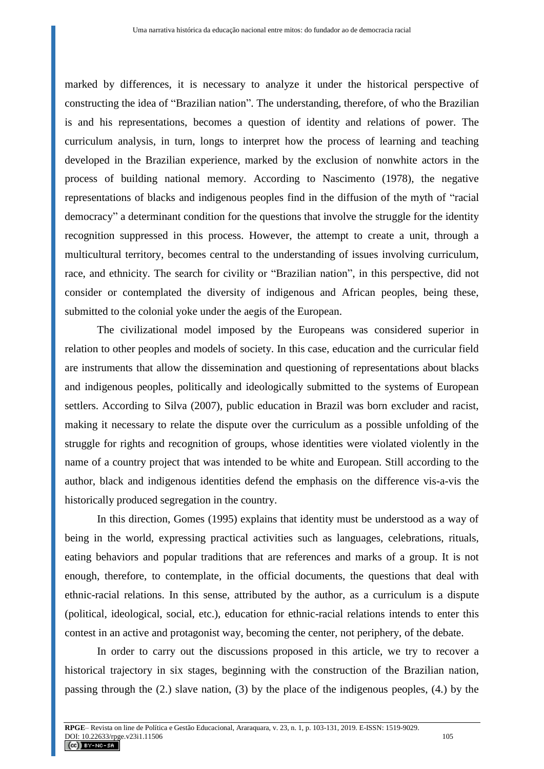marked by differences, it is necessary to analyze it under the historical perspective of constructing the idea of "Brazilian nation". The understanding, therefore, of who the Brazilian is and his representations, becomes a question of identity and relations of power. The curriculum analysis, in turn, longs to interpret how the process of learning and teaching developed in the Brazilian experience, marked by the exclusion of nonwhite actors in the process of building national memory. According to Nascimento (1978), the negative representations of blacks and indigenous peoples find in the diffusion of the myth of "racial democracy" a determinant condition for the questions that involve the struggle for the identity recognition suppressed in this process. However, the attempt to create a unit, through a multicultural territory, becomes central to the understanding of issues involving curriculum, race, and ethnicity. The search for civility or "Brazilian nation", in this perspective, did not consider or contemplated the diversity of indigenous and African peoples, being these, submitted to the colonial yoke under the aegis of the European.

The civilizational model imposed by the Europeans was considered superior in relation to other peoples and models of society. In this case, education and the curricular field are instruments that allow the dissemination and questioning of representations about blacks and indigenous peoples, politically and ideologically submitted to the systems of European settlers. According to Silva (2007), public education in Brazil was born excluder and racist, making it necessary to relate the dispute over the curriculum as a possible unfolding of the struggle for rights and recognition of groups, whose identities were violated violently in the name of a country project that was intended to be white and European. Still according to the author, black and indigenous identities defend the emphasis on the difference vis-a-vis the historically produced segregation in the country.

In this direction, Gomes (1995) explains that identity must be understood as a way of being in the world, expressing practical activities such as languages, celebrations, rituals, eating behaviors and popular traditions that are references and marks of a group. It is not enough, therefore, to contemplate, in the official documents, the questions that deal with ethnic-racial relations. In this sense, attributed by the author, as a curriculum is a dispute (political, ideological, social, etc.), education for ethnic-racial relations intends to enter this contest in an active and protagonist way, becoming the center, not periphery, of the debate.

In order to carry out the discussions proposed in this article, we try to recover a historical trajectory in six stages, beginning with the construction of the Brazilian nation, passing through the (2.) slave nation, (3) by the place of the indigenous peoples, (4.) by the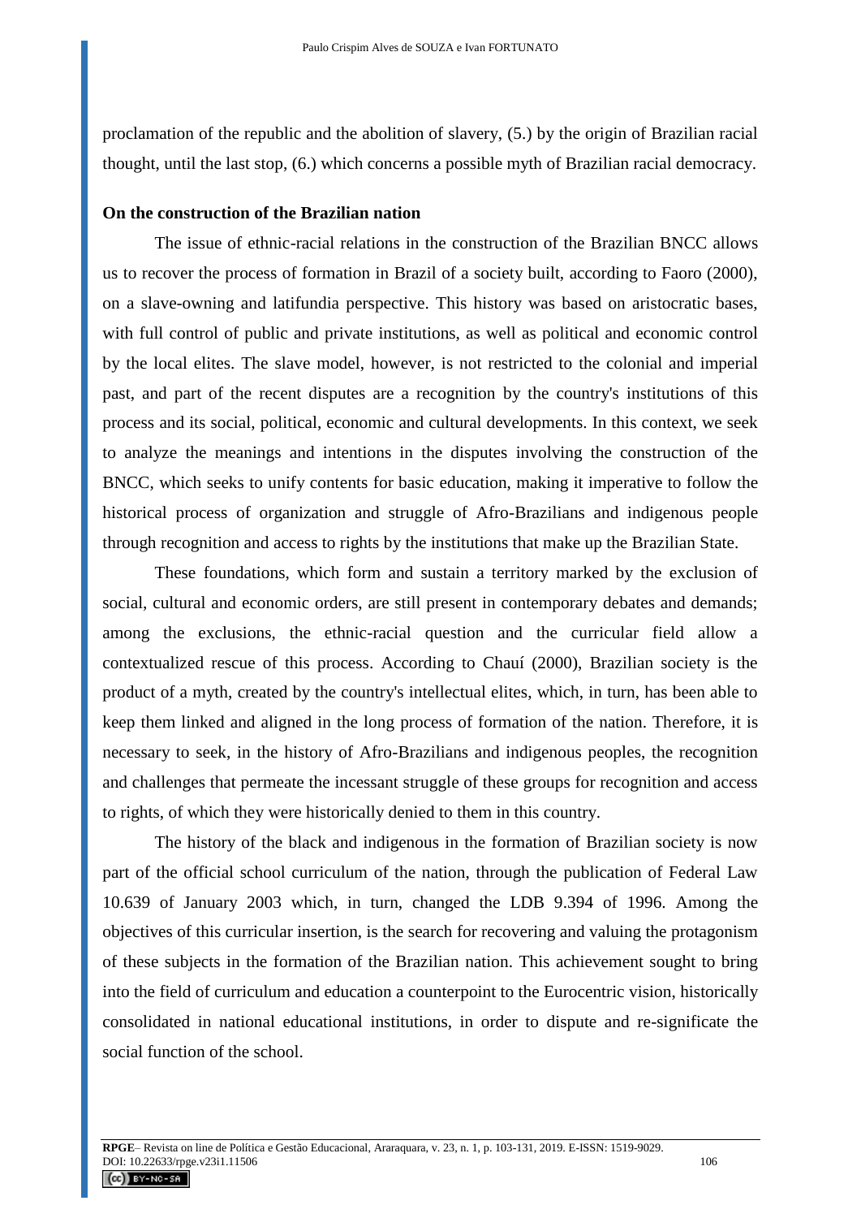proclamation of the republic and the abolition of slavery, (5.) by the origin of Brazilian racial thought, until the last stop, (6.) which concerns a possible myth of Brazilian racial democracy.

## On the construction of the Brazilian nation

The issue of ethnic-racial relations in the construction of the Brazilian BNCC allows us to recover the process of formation in Brazil of a society built, according to Faoro (2000), on a slave-owning and latifundia perspective. This history was based on aristocratic bases, with full control of public and private institutions, as well as political and economic control by the local elites. The slave model, however, is not restricted to the colonial and imperial past, and part of the recent disputes are a recognition by the country's institutions of this process and its social, political, economic and cultural developments. In this context, we seek to analyze the meanings and intentions in the disputes involving the construction of the BNCC, which seeks to unify contents for basic education, making it imperative to follow the historical process of organization and struggle of Afro-Brazilians and indigenous people through recognition and access to rights by the institutions that make up the Brazilian State.

These foundations, which form and sustain a territory marked by the exclusion of social, cultural and economic orders, are still present in contemporary debates and demands; among the exclusions, the ethnic-racial question and the curricular field allow a contextualized rescue of this process. According to Chauí (2000), Brazilian society is the product of a myth, created by the country's intellectual elites, which, in turn, has been able to keep them linked and aligned in the long process of formation of the nation. Therefore, it is necessary to seek, in the history of Afro-Brazilians and indigenous peoples, the recognition and challenges that permeate the incessant struggle of these groups for recognition and access to rights, of which they were historically denied to them in this country.

The history of the black and indigenous in the formation of Brazilian society is now part of the official school curriculum of the nation, through the publication of Federal Law 10.639 of January 2003 which, in turn, changed the LDB 9.394 of 1996. Among the objectives of this curricular insertion, is the search for recovering and valuing the protagonism of these subjects in the formation of the Brazilian nation. This achievement sought to bring into the field of curriculum and education a counterpoint to the Eurocentric vision, historically consolidated in national educational institutions, in order to dispute and re-significate the social function of the school.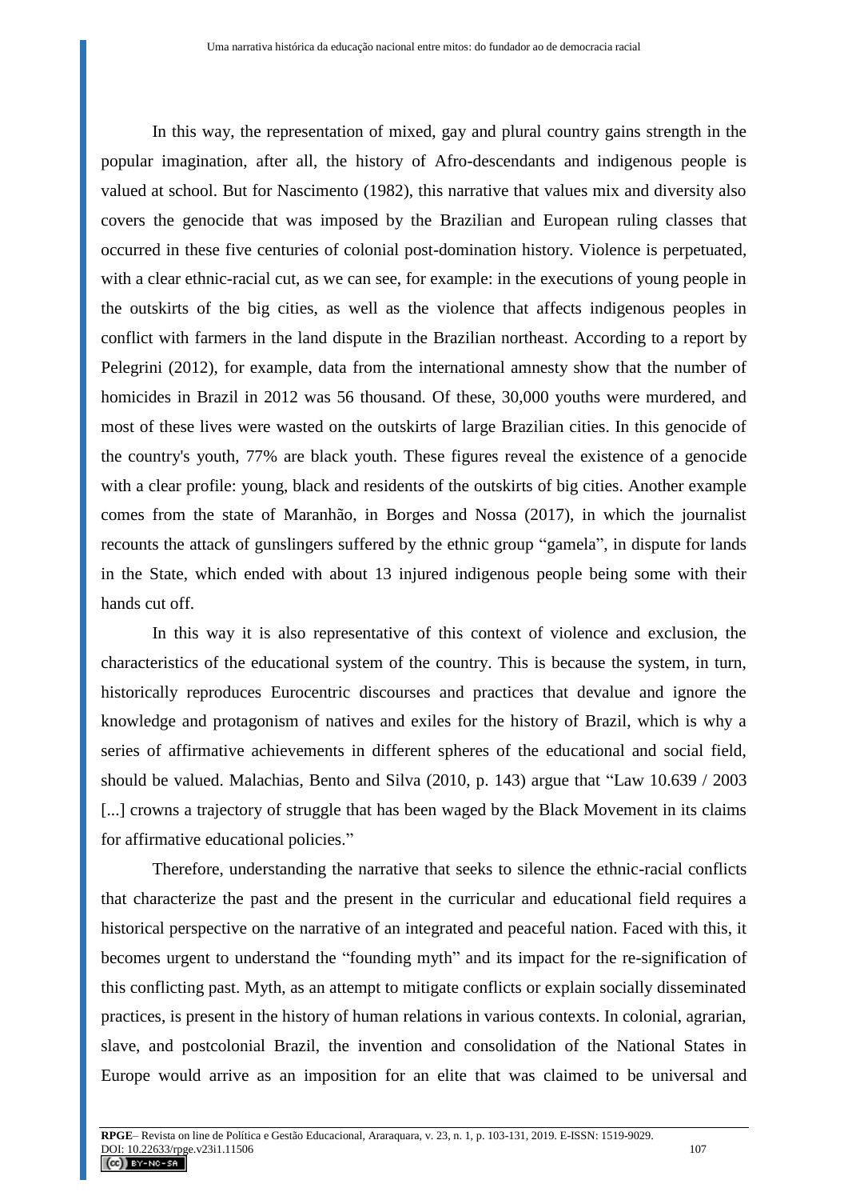In this way, the representation of mixed, gay and plural country gains strength in the popular imagination, after all, the history of Afro-descendants and indigenous people is valued at school. But for Nascimento (1982), this narrative that values mix and diversity also covers the genocide that was imposed by the Brazilian and European ruling classes that occurred in these five centuries of colonial post-domination history. Violence is perpetuated, with a clear ethnic-racial cut, as we can see, for example: in the executions of young people in the outskirts of the big cities, as well as the violence that affects indigenous peoples in conflict with farmers in the land dispute in the Brazilian northeast. According to a report by Pelegrini (2012), for example, data from the international amnesty show that the number of homicides in Brazil in 2012 was 56 thousand. Of these, 30,000 youths were murdered, and most of these lives were wasted on the outskirts of large Brazilian cities. In this genocide of the country's youth, 77% are black youth. These figures reveal the existence of a genocide with a clear profile: young, black and residents of the outskirts of big cities. Another example comes from the state of Maranhão, in Borges and Nossa (2017), in which the journalist recounts the attack of gunslingers suffered by the ethnic group "gamela", in dispute for lands in the State, which ended with about 13 injured indigenous people being some with their hands cut off.

In this way it is also representative of this context of violence and exclusion, the characteristics of the educational system of the country. This is because the system, in turn, historically reproduces Eurocentric discourses and practices that devalue and ignore the knowledge and protagonism of natives and exiles for the history of Brazil, which is why a series of affirmative achievements in different spheres of the educational and social field, should be valued. Malachias, Bento and Silva (2010, p. 143) argue that "Law 10.639 / 2003 [...] crowns a trajectory of struggle that has been waged by the Black Movement in its claims for affirmative educational policies."

Therefore, understanding the narrative that seeks to silence the ethnic-racial conflicts that characterize the past and the present in the curricular and educational field requires a historical perspective on the narrative of an integrated and peaceful nation. Faced with this, it becomes urgent to understand the "founding myth" and its impact for the re-signification of this conflicting past. Myth, as an attempt to mitigate conflicts or explain socially disseminated practices, is present in the history of human relations in various contexts. In colonial, agrarian, slave, and postcolonial Brazil, the invention and consolidation of the National States in Europe would arrive as an imposition for an elite that was claimed to be universal and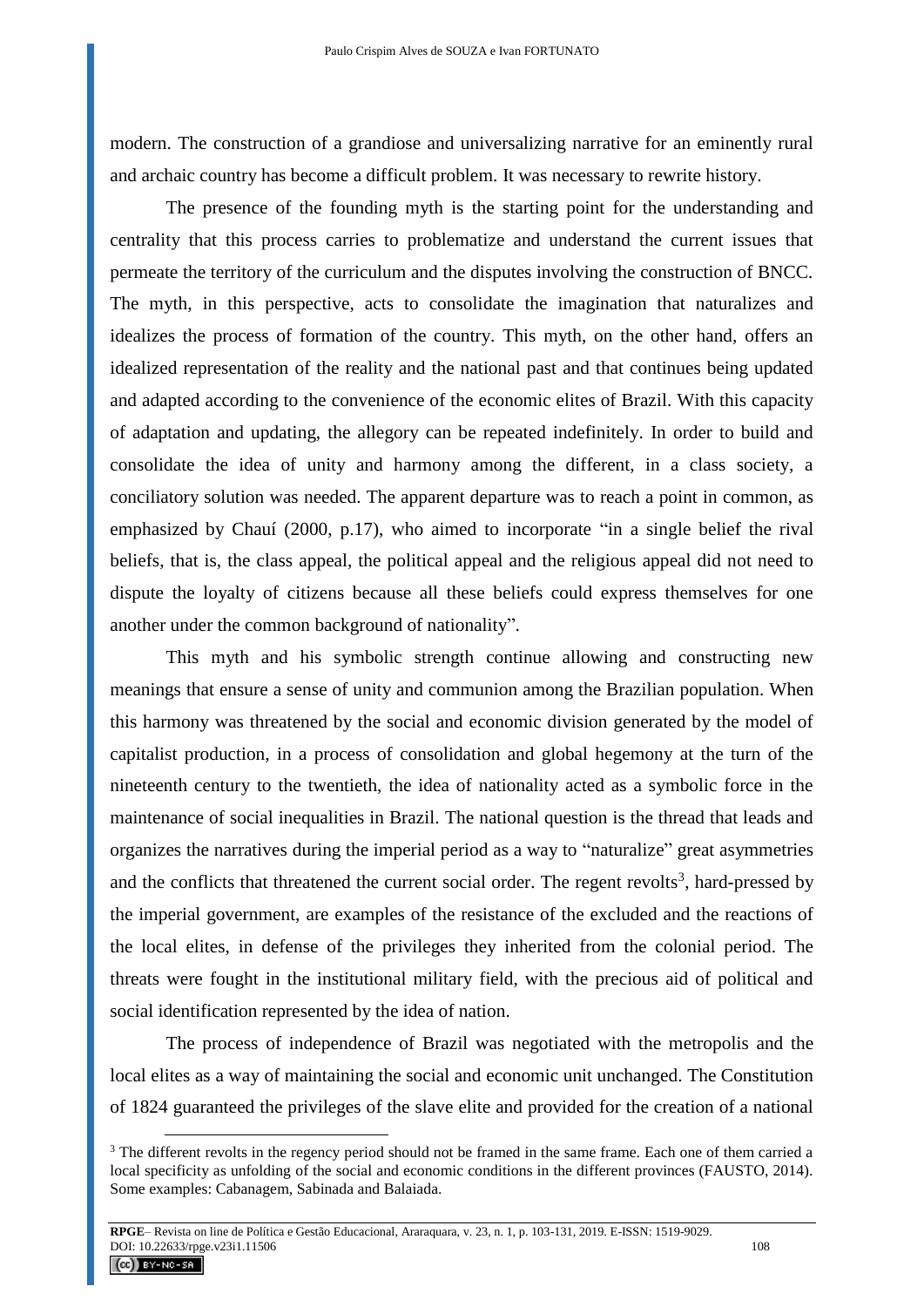modern. The construction of a grandiose and universalizing narrative for an eminently rural and archaic country has become a difficult problem. It was necessary to rewrite history.

The presence of the founding myth is the starting point for the understanding and centrality that this process carries to problematize and understand the current issues that permeate the territory of the curriculum and the disputes involving the construction of BNCC. The myth, in this perspective, acts to consolidate the imagination that naturalizes and idealizes the process of formation of the country. This myth, on the other hand, offers an idealized representation of the reality and the national past and that continues being updated and adapted according to the convenience of the economic elites of Brazil. With this capacity of adaptation and updating, the allegory can be repeated indefinitely. In order to build and consolidate the idea of unity and harmony among the different, in a class society, a conciliatory solution was needed. The apparent departure was to reach a point in common, as emphasized by Chauí (2000, p.17), who aimed to incorporate "in a single belief the rival beliefs, that is, the class appeal, the political appeal and the religious appeal did not need to dispute the loyalty of citizens because all these beliefs could express themselves for one another under the common background of nationality".

This myth and his symbolic strength continue allowing and constructing new meanings that ensure a sense of unity and communion among the Brazilian population. When this harmony was threatened by the social and economic division generated by the model of capitalist production, in a process of consolidation and global hegemony at the turn of the nineteenth century to the twentieth, the idea of nationality acted as a symbolic force in the maintenance of social inequalities in Brazil. The national question is the thread that leads and organizes the narratives during the imperial period as a way to "naturalize" great asymmetries and the conflicts that threatened the current social order. The regent revolts[3], hard-pressed by the imperial government, are examples of the resistance of the excluded and the reactions of the local elites, in defense of the privileges they inherited from the colonial period. The threats were fought in the institutional military field, with the precious aid of political and social identification represented by the idea of nation.

The process of independence of Brazil was negotiated with the metropolis and the local elites as a way of maintaining the social and economic unit unchanged. The Constitution of 1824 guaranteed the privileges of the slave elite and provided for the creation of a national

[3] The different revolts in the regency period should not be framed in the same frame. Each one of them carried a local specificity as unfolding of the social and economic conditions in the different provinces (FAUSTO, 2014). Some examples: Cabanagem, Sabinada and Balaiada.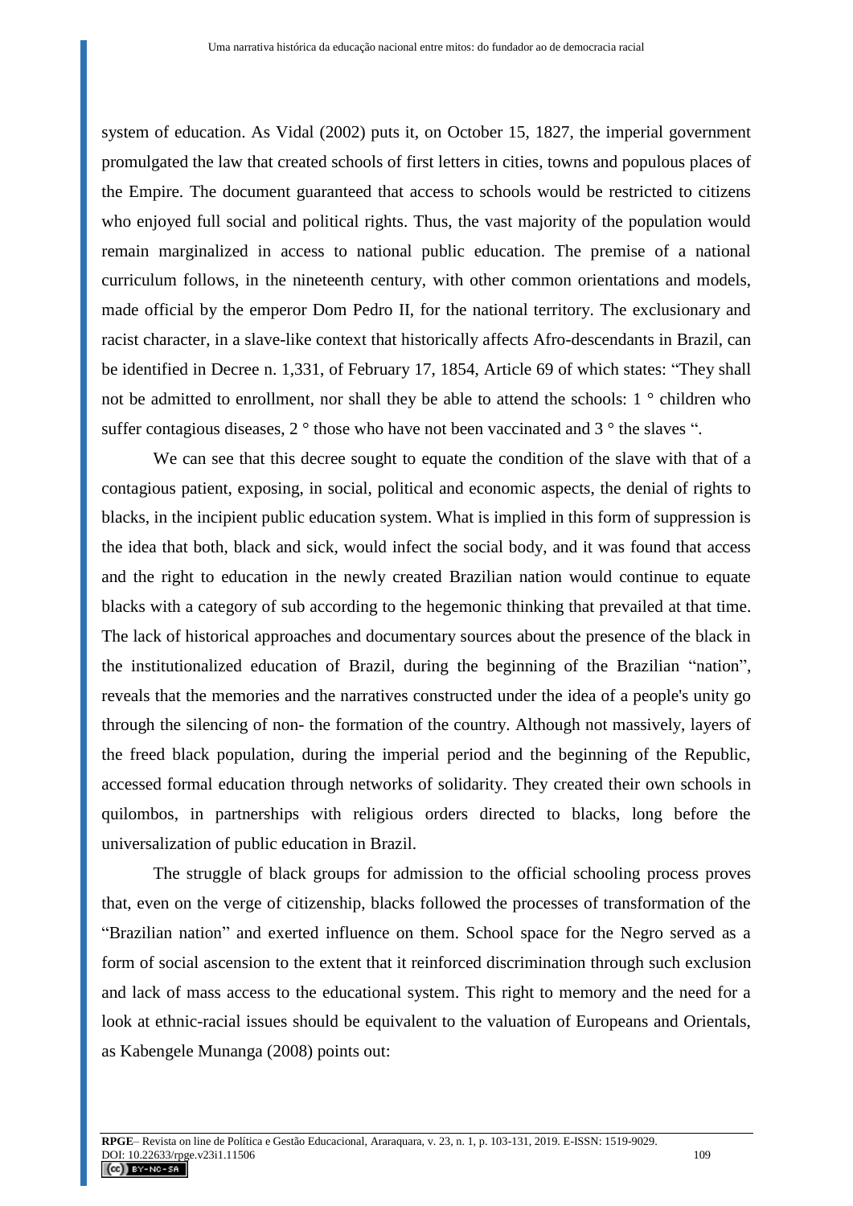system of education. As Vidal (2002) puts it, on October 15, 1827, the imperial government promulgated the law that created schools of first letters in cities, towns and populous places of the Empire. The document guaranteed that access to schools would be restricted to citizens who enjoyed full social and political rights. Thus, the vast majority of the population would remain marginalized in access to national public education. The premise of a national curriculum follows, in the nineteenth century, with other common orientations and models, made official by the emperor Dom Pedro II, for the national territory. The exclusionary and racist character, in a slave-like context that historically affects Afro-descendants in Brazil, can be identified in Decree n. 1,331, of February 17, 1854, Article 69 of which states: "They shall not be admitted to enrollment, nor shall they be able to attend the schools: 1 ° children who suffer contagious diseases, 2 ° those who have not been vaccinated and 3 ° the slaves ".

We can see that this decree sought to equate the condition of the slave with that of a contagious patient, exposing, in social, political and economic aspects, the denial of rights to blacks, in the incipient public education system. What is implied in this form of suppression is the idea that both, black and sick, would infect the social body, and it was found that access and the right to education in the newly created Brazilian nation would continue to equate blacks with a category of sub according to the hegemonic thinking that prevailed at that time. The lack of historical approaches and documentary sources about the presence of the black in the institutionalized education of Brazil, during the beginning of the Brazilian "nation", reveals that the memories and the narratives constructed under the idea of a people's unity go through the silencing of non- the formation of the country. Although not massively, layers of the freed black population, during the imperial period and the beginning of the Republic, accessed formal education through networks of solidarity. They created their own schools in quilombos, in partnerships with religious orders directed to blacks, long before the universalization of public education in Brazil.

The struggle of black groups for admission to the official schooling process proves that, even on the verge of citizenship, blacks followed the processes of transformation of the "Brazilian nation" and exerted influence on them. School space for the Negro served as a form of social ascension to the extent that it reinforced discrimination through such exclusion and lack of mass access to the educational system. This right to memory and the need for a look at ethnic-racial issues should be equivalent to the valuation of Europeans and Orientals, as Kabengele Munanga (2008) points out: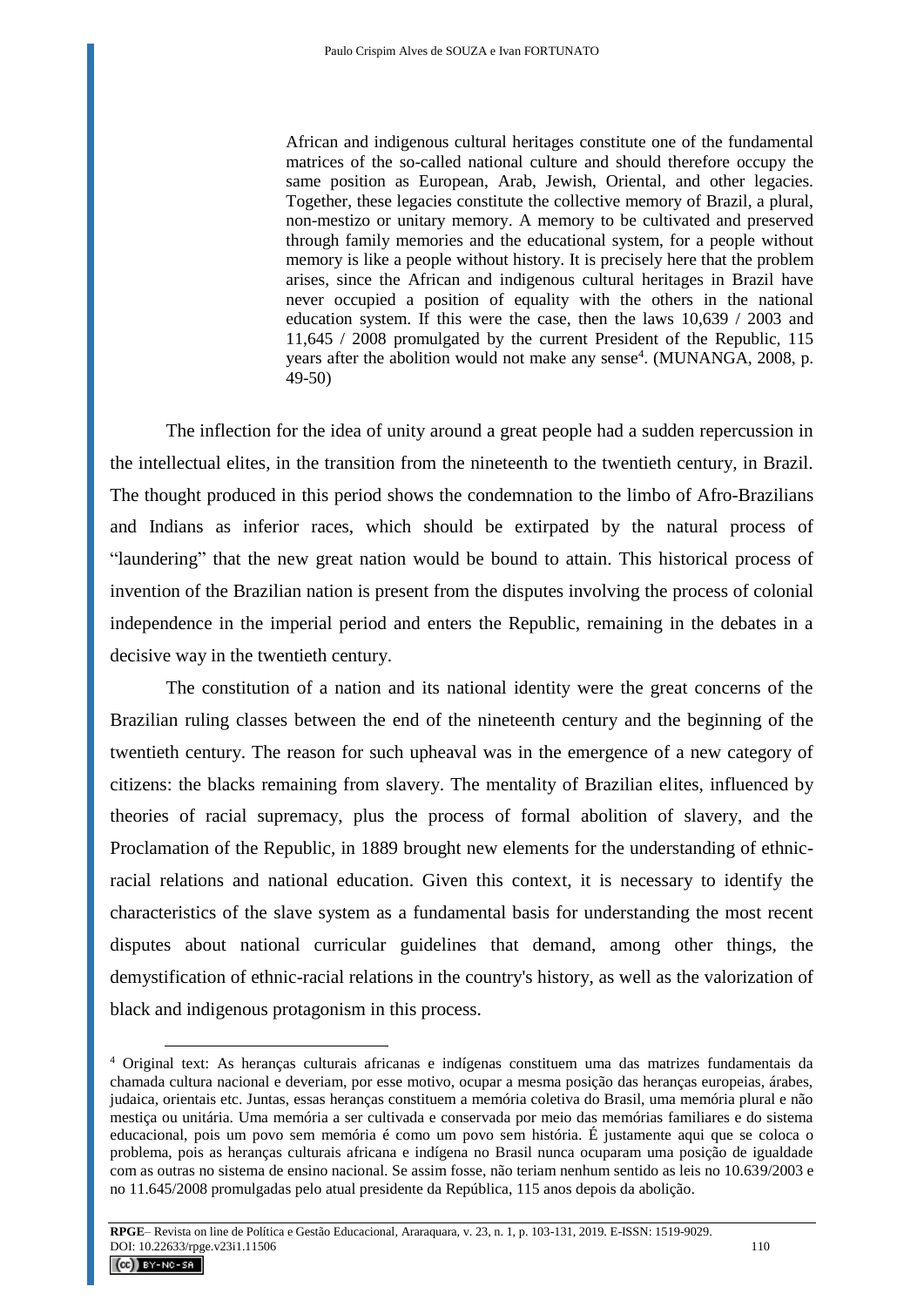> African and indigenous cultural heritages constitute one of the fundamental matrices of the so-called national culture and should therefore occupy the same position as European, Arab, Jewish, Oriental, and other legacies. Together, these legacies constitute the collective memory of Brazil, a plural, non-mestizo or unitary memory. A memory to be cultivated and preserved through family memories and the educational system, for a people without memory is like a people without history. It is precisely here that the problem arises, since the African and indigenous cultural heritages in Brazil have never occupied a position of equality with the others in the national education system. If this were the case, then the laws 10,639 / 2003 and 11,645 / 2008 promulgated by the current President of the Republic, 115 years after the abolition would not make any sense[4]. (MUNANGA, 2008, p. 49-50)

The inflection for the idea of unity around a great people had a sudden repercussion in the intellectual elites, in the transition from the nineteenth to the twentieth century, in Brazil. The thought produced in this period shows the condemnation to the limbo of Afro-Brazilians and Indians as inferior races, which should be extirpated by the natural process of "laundering" that the new great nation would be bound to attain. This historical process of invention of the Brazilian nation is present from the disputes involving the process of colonial independence in the imperial period and enters the Republic, remaining in the debates in a decisive way in the twentieth century.

The constitution of a nation and its national identity were the great concerns of the Brazilian ruling classes between the end of the nineteenth century and the beginning of the twentieth century. The reason for such upheaval was in the emergence of a new category of citizens: the blacks remaining from slavery. The mentality of Brazilian elites, influenced by theories of racial supremacy, plus the process of formal abolition of slavery, and the Proclamation of the Republic, in 1889 brought new elements for the understanding of ethnic-racial relations and national education. Given this context, it is necessary to identify the characteristics of the slave system as a fundamental basis for understanding the most recent disputes about national curricular guidelines that demand, among other things, the demystification of ethnic-racial relations in the country's history, as well as the valorization of black and indigenous protagonism in this process.

---

[4] Original text: As heranças culturais africanas e indígenas constituem uma das matrizes fundamentais da chamada cultura nacional e deveriam, por esse motivo, ocupar a mesma posição das heranças europeias, árabes, judaica, orientais etc. Juntas, essas heranças constituem a memória coletiva do Brasil, uma memória plural e não mestiça ou unitária. Uma memória a ser cultivada e conservada por meio das memórias familiares e do sistema educacional, pois um povo sem memória é como um povo sem história. É justamente aqui que se coloca o problema, pois as heranças culturais africana e indígena no Brasil nunca ocuparam uma posição de igualdade com as outras no sistema de ensino nacional. Se assim fosse, não teriam nenhum sentido as leis no 10.639/2003 e no 11.645/2008 promulgadas pelo atual presidente da República, 115 anos depois da abolição.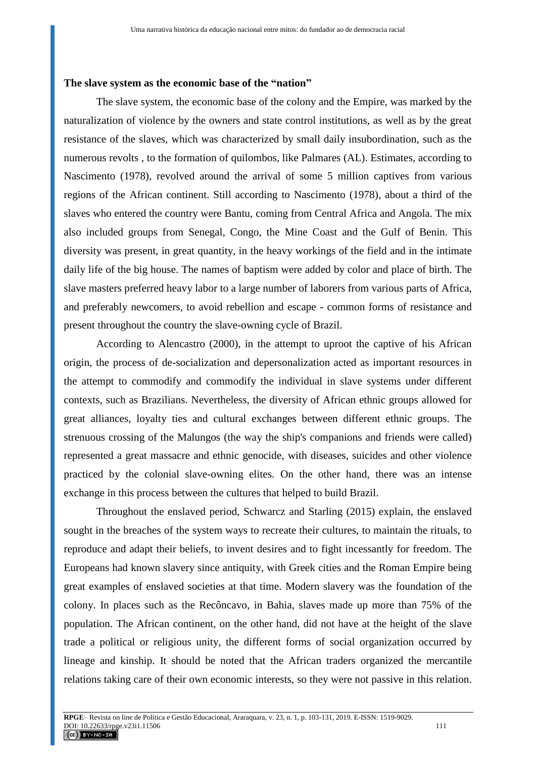**The slave system as the economic base of the "nation"**

The slave system, the economic base of the colony and the Empire, was marked by the naturalization of violence by the owners and state control institutions, as well as by the great resistance of the slaves, which was characterized by small daily insubordination, such as the numerous revolts , to the formation of quilombos, like Palmares (AL). Estimates, according to Nascimento (1978), revolved around the arrival of some 5 million captives from various regions of the African continent. Still according to Nascimento (1978), about a third of the slaves who entered the country were Bantu, coming from Central Africa and Angola. The mix also included groups from Senegal, Congo, the Mine Coast and the Gulf of Benin. This diversity was present, in great quantity, in the heavy workings of the field and in the intimate daily life of the big house. The names of baptism were added by color and place of birth. The slave masters preferred heavy labor to a large number of laborers from various parts of Africa, and preferably newcomers, to avoid rebellion and escape - common forms of resistance and present throughout the country the slave-owning cycle of Brazil.

According to Alencastro (2000), in the attempt to uproot the captive of his African origin, the process of de-socialization and depersonalization acted as important resources in the attempt to commodify and commodify the individual in slave systems under different contexts, such as Brazilians. Nevertheless, the diversity of African ethnic groups allowed for great alliances, loyalty ties and cultural exchanges between different ethnic groups. The strenuous crossing of the Malungos (the way the ship's companions and friends were called) represented a great massacre and ethnic genocide, with diseases, suicides and other violence practiced by the colonial slave-owning elites. On the other hand, there was an intense exchange in this process between the cultures that helped to build Brazil.

Throughout the enslaved period, Schwarcz and Starling (2015) explain, the enslaved sought in the breaches of the system ways to recreate their cultures, to maintain the rituals, to reproduce and adapt their beliefs, to invent desires and to fight incessantly for freedom. The Europeans had known slavery since antiquity, with Greek cities and the Roman Empire being great examples of enslaved societies at that time. Modern slavery was the foundation of the colony. In places such as the Recôncavo, in Bahia, slaves made up more than 75% of the population. The African continent, on the other hand, did not have at the height of the slave trade a political or religious unity, the different forms of social organization occurred by lineage and kinship. It should be noted that the African traders organized the mercantile relations taking care of their own economic interests, so they were not passive in this relation.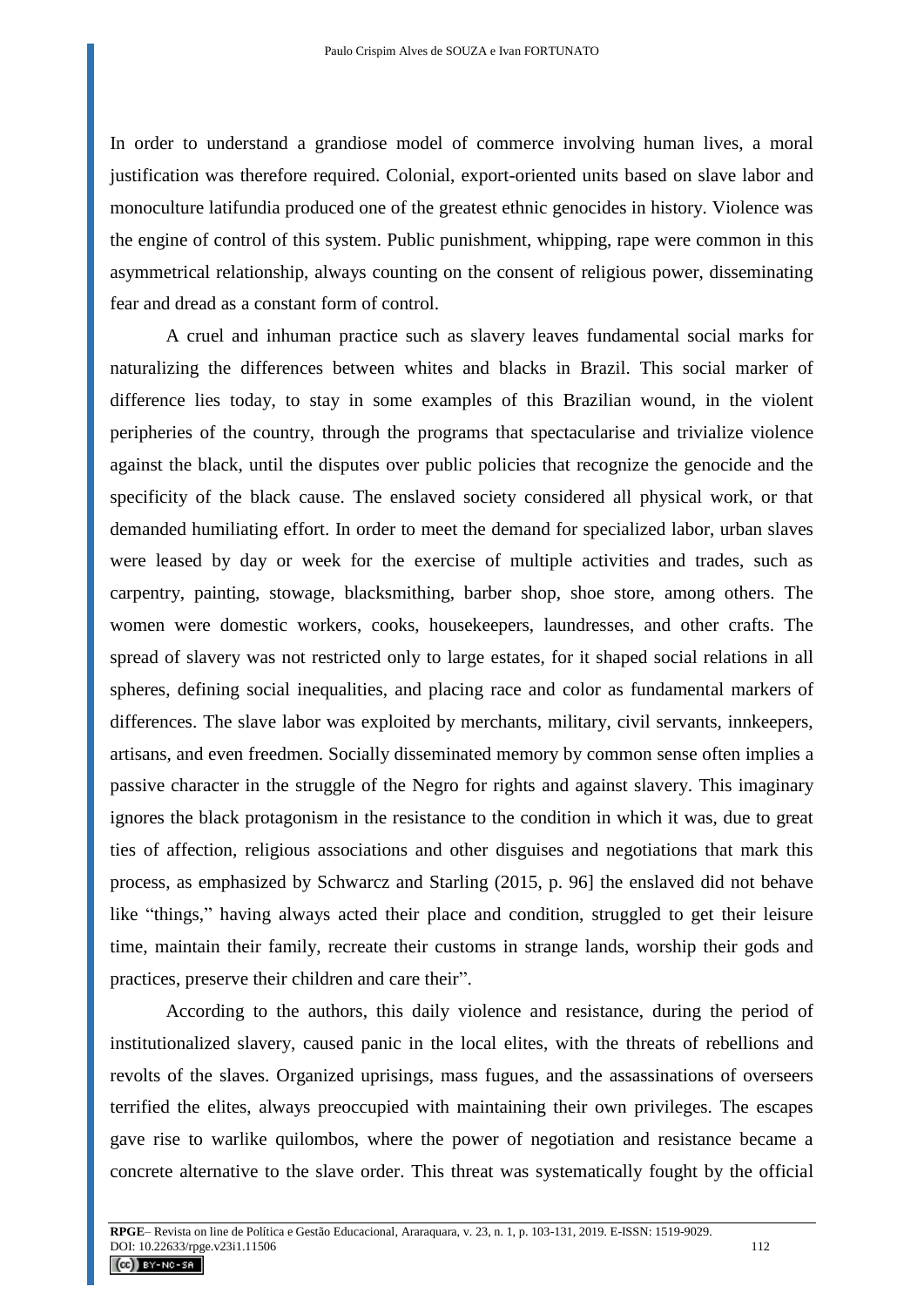In order to understand a grandiose model of commerce involving human lives, a moral justification was therefore required. Colonial, export-oriented units based on slave labor and monoculture latifundia produced one of the greatest ethnic genocides in history. Violence was the engine of control of this system. Public punishment, whipping, rape were common in this asymmetrical relationship, always counting on the consent of religious power, disseminating fear and dread as a constant form of control.

A cruel and inhuman practice such as slavery leaves fundamental social marks for naturalizing the differences between whites and blacks in Brazil. This social marker of difference lies today, to stay in some examples of this Brazilian wound, in the violent peripheries of the country, through the programs that spectacularise and trivialize violence against the black, until the disputes over public policies that recognize the genocide and the specificity of the black cause. The enslaved society considered all physical work, or that demanded humiliating effort. In order to meet the demand for specialized labor, urban slaves were leased by day or week for the exercise of multiple activities and trades, such as carpentry, painting, stowage, blacksmithing, barber shop, shoe store, among others. The women were domestic workers, cooks, housekeepers, laundresses, and other crafts. The spread of slavery was not restricted only to large estates, for it shaped social relations in all spheres, defining social inequalities, and placing race and color as fundamental markers of differences. The slave labor was exploited by merchants, military, civil servants, innkeepers, artisans, and even freedmen. Socially disseminated memory by common sense often implies a passive character in the struggle of the Negro for rights and against slavery. This imaginary ignores the black protagonism in the resistance to the condition in which it was, due to great ties of affection, religious associations and other disguises and negotiations that mark this process, as emphasized by Schwarcz and Starling (2015, p. 96] the enslaved did not behave like "things," having always acted their place and condition, struggled to get their leisure time, maintain their family, recreate their customs in strange lands, worship their gods and practices, preserve their children and care their".

According to the authors, this daily violence and resistance, during the period of institutionalized slavery, caused panic in the local elites, with the threats of rebellions and revolts of the slaves. Organized uprisings, mass fugues, and the assassinations of overseers terrified the elites, always preoccupied with maintaining their own privileges. The escapes gave rise to warlike quilombos, where the power of negotiation and resistance became a concrete alternative to the slave order. This threat was systematically fought by the official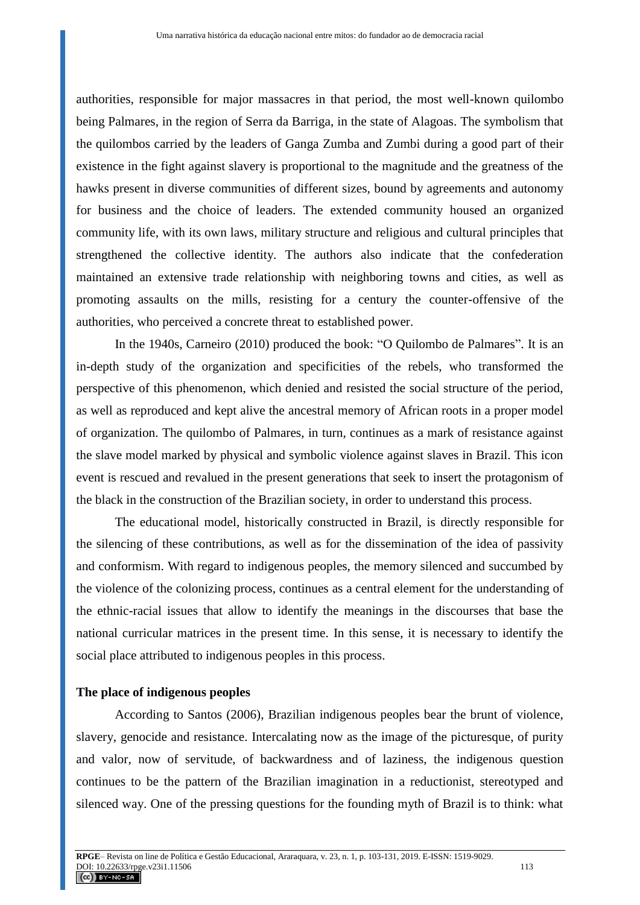authorities, responsible for major massacres in that period, the most well-known quilombo being Palmares, in the region of Serra da Barriga, in the state of Alagoas. The symbolism that the quilombos carried by the leaders of Ganga Zumba and Zumbi during a good part of their existence in the fight against slavery is proportional to the magnitude and the greatness of the hawks present in diverse communities of different sizes, bound by agreements and autonomy for business and the choice of leaders. The extended community housed an organized community life, with its own laws, military structure and religious and cultural principles that strengthened the collective identity. The authors also indicate that the confederation maintained an extensive trade relationship with neighboring towns and cities, as well as promoting assaults on the mills, resisting for a century the counter-offensive of the authorities, who perceived a concrete threat to established power.

In the 1940s, Carneiro (2010) produced the book: "O Quilombo de Palmares". It is an in-depth study of the organization and specificities of the rebels, who transformed the perspective of this phenomenon, which denied and resisted the social structure of the period, as well as reproduced and kept alive the ancestral memory of African roots in a proper model of organization. The quilombo of Palmares, in turn, continues as a mark of resistance against the slave model marked by physical and symbolic violence against slaves in Brazil. This icon event is rescued and revalued in the present generations that seek to insert the protagonism of the black in the construction of the Brazilian society, in order to understand this process.

The educational model, historically constructed in Brazil, is directly responsible for the silencing of these contributions, as well as for the dissemination of the idea of passivity and conformism. With regard to indigenous peoples, the memory silenced and succumbed by the violence of the colonizing process, continues as a central element for the understanding of the ethnic-racial issues that allow to identify the meanings in the discourses that base the national curricular matrices in the present time. In this sense, it is necessary to identify the social place attributed to indigenous peoples in this process.

### The place of indigenous peoples

According to Santos (2006), Brazilian indigenous peoples bear the brunt of violence, slavery, genocide and resistance. Intercalating now as the image of the picturesque, of purity and valor, now of servitude, of backwardness and of laziness, the indigenous question continues to be the pattern of the Brazilian imagination in a reductionist, stereotyped and silenced way. One of the pressing questions for the founding myth of Brazil is to think: what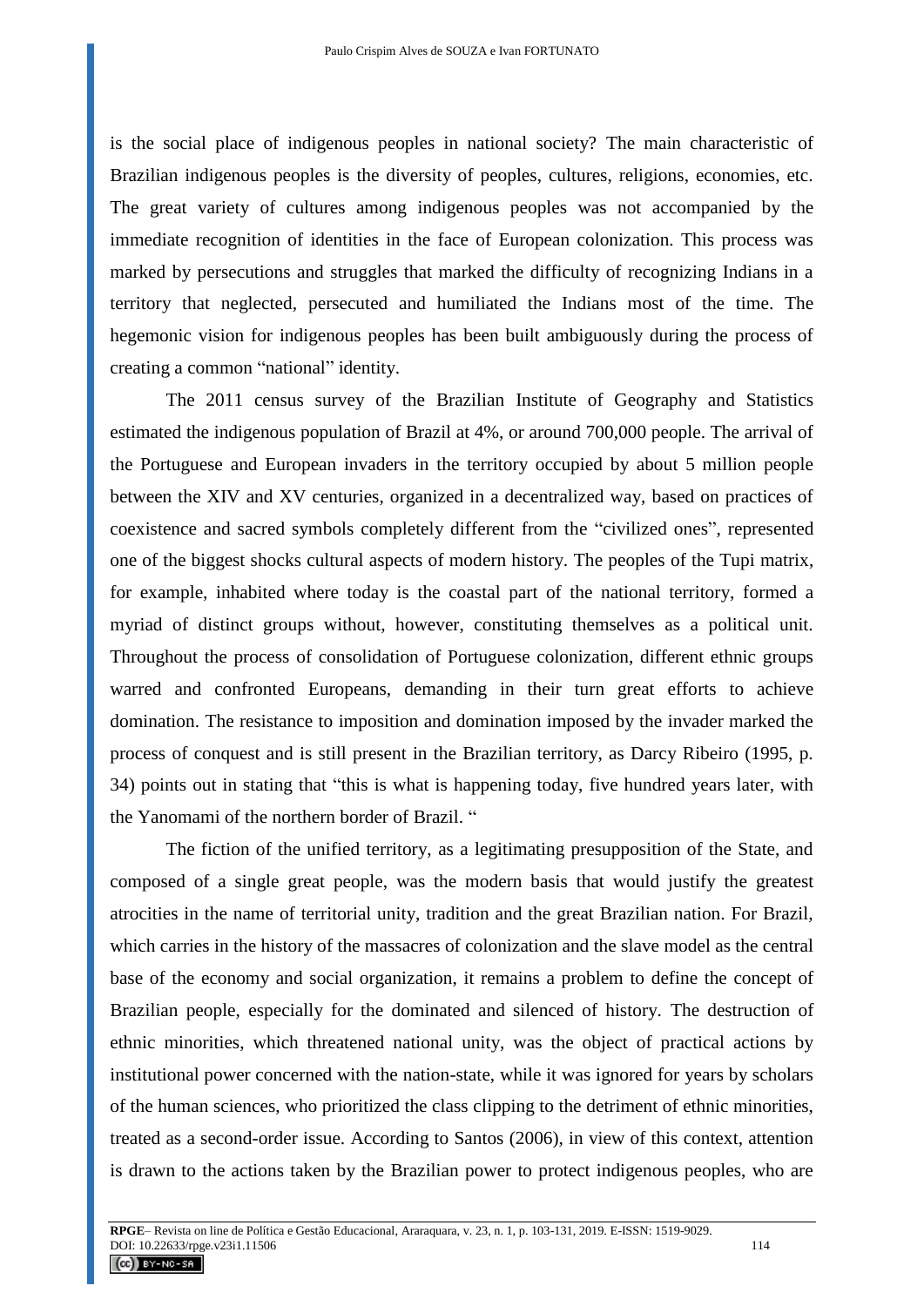is the social place of indigenous peoples in national society? The main characteristic of Brazilian indigenous peoples is the diversity of peoples, cultures, religions, economies, etc. The great variety of cultures among indigenous peoples was not accompanied by the immediate recognition of identities in the face of European colonization. This process was marked by persecutions and struggles that marked the difficulty of recognizing Indians in a territory that neglected, persecuted and humiliated the Indians most of the time. The hegemonic vision for indigenous peoples has been built ambiguously during the process of creating a common "national" identity.

The 2011 census survey of the Brazilian Institute of Geography and Statistics estimated the indigenous population of Brazil at 4%, or around 700,000 people. The arrival of the Portuguese and European invaders in the territory occupied by about 5 million people between the XIV and XV centuries, organized in a decentralized way, based on practices of coexistence and sacred symbols completely different from the "civilized ones", represented one of the biggest shocks cultural aspects of modern history. The peoples of the Tupi matrix, for example, inhabited where today is the coastal part of the national territory, formed a myriad of distinct groups without, however, constituting themselves as a political unit. Throughout the process of consolidation of Portuguese colonization, different ethnic groups warred and confronted Europeans, demanding in their turn great efforts to achieve domination. The resistance to imposition and domination imposed by the invader marked the process of conquest and is still present in the Brazilian territory, as Darcy Ribeiro (1995, p. 34) points out in stating that "this is what is happening today, five hundred years later, with the Yanomami of the northern border of Brazil. "

The fiction of the unified territory, as a legitimating presupposition of the State, and composed of a single great people, was the modern basis that would justify the greatest atrocities in the name of territorial unity, tradition and the great Brazilian nation. For Brazil, which carries in the history of the massacres of colonization and the slave model as the central base of the economy and social organization, it remains a problem to define the concept of Brazilian people, especially for the dominated and silenced of history. The destruction of ethnic minorities, which threatened national unity, was the object of practical actions by institutional power concerned with the nation-state, while it was ignored for years by scholars of the human sciences, who prioritized the class clipping to the detriment of ethnic minorities, treated as a second-order issue. According to Santos (2006), in view of this context, attention is drawn to the actions taken by the Brazilian power to protect indigenous peoples, who are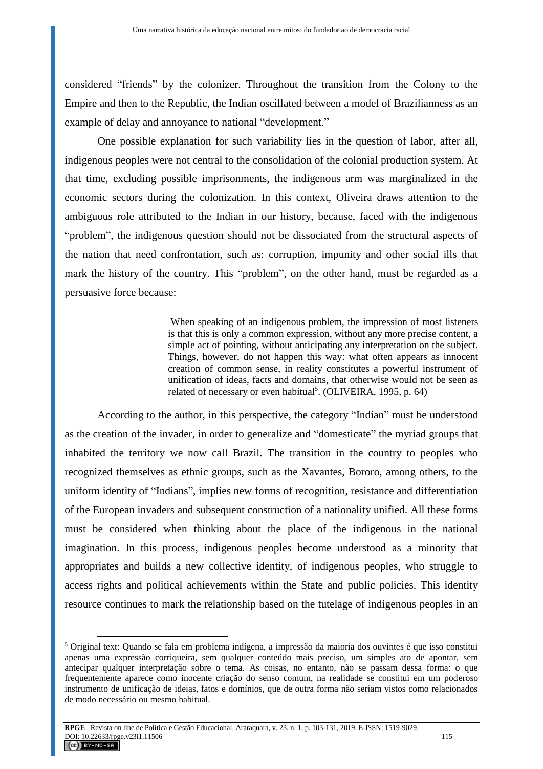considered "friends" by the colonizer. Throughout the transition from the Colony to the Empire and then to the Republic, the Indian oscillated between a model of Brazilianness as an example of delay and annoyance to national "development."

One possible explanation for such variability lies in the question of labor, after all, indigenous peoples were not central to the consolidation of the colonial production system. At that time, excluding possible imprisonments, the indigenous arm was marginalized in the economic sectors during the colonization. In this context, Oliveira draws attention to the ambiguous role attributed to the Indian in our history, because, faced with the indigenous "problem", the indigenous question should not be dissociated from the structural aspects of the nation that need confrontation, such as: corruption, impunity and other social ills that mark the history of the country. This "problem", on the other hand, must be regarded as a persuasive force because:

> When speaking of an indigenous problem, the impression of most listeners is that this is only a common expression, without any more precise content, a simple act of pointing, without anticipating any interpretation on the subject. Things, however, do not happen this way: what often appears as innocent creation of common sense, in reality constitutes a powerful instrument of unification of ideas, facts and domains, that otherwise would not be seen as related of necessary or even habitual[5]. (OLIVEIRA, 1995, p. 64)

According to the author, in this perspective, the category "Indian" must be understood as the creation of the invader, in order to generalize and "domesticate" the myriad groups that inhabited the territory we now call Brazil. The transition in the country to peoples who recognized themselves as ethnic groups, such as the Xavantes, Bororo, among others, to the uniform identity of "Indians", implies new forms of recognition, resistance and differentiation of the European invaders and subsequent construction of a nationality unified. All these forms must be considered when thinking about the place of the indigenous in the national imagination. In this process, indigenous peoples become understood as a minority that appropriates and builds a new collective identity, of indigenous peoples, who struggle to access rights and political achievements within the State and public policies. This identity resource continues to mark the relationship based on the tutelage of indigenous peoples in an

---

[5] Original text: Quando se fala em problema indígena, a impressão da maioria dos ouvintes é que isso constitui apenas uma expressão corriqueira, sem qualquer conteúdo mais preciso, um simples ato de apontar, sem antecipar qualquer interpretação sobre o tema. As coisas, no entanto, não se passam dessa forma: o que frequentemente aparece como inocente criação do senso comum, na realidade se constitui em um poderoso instrumento de unificação de ideias, fatos e domínios, que de outra forma não seriam vistos como relacionados de modo necessário ou mesmo habitual.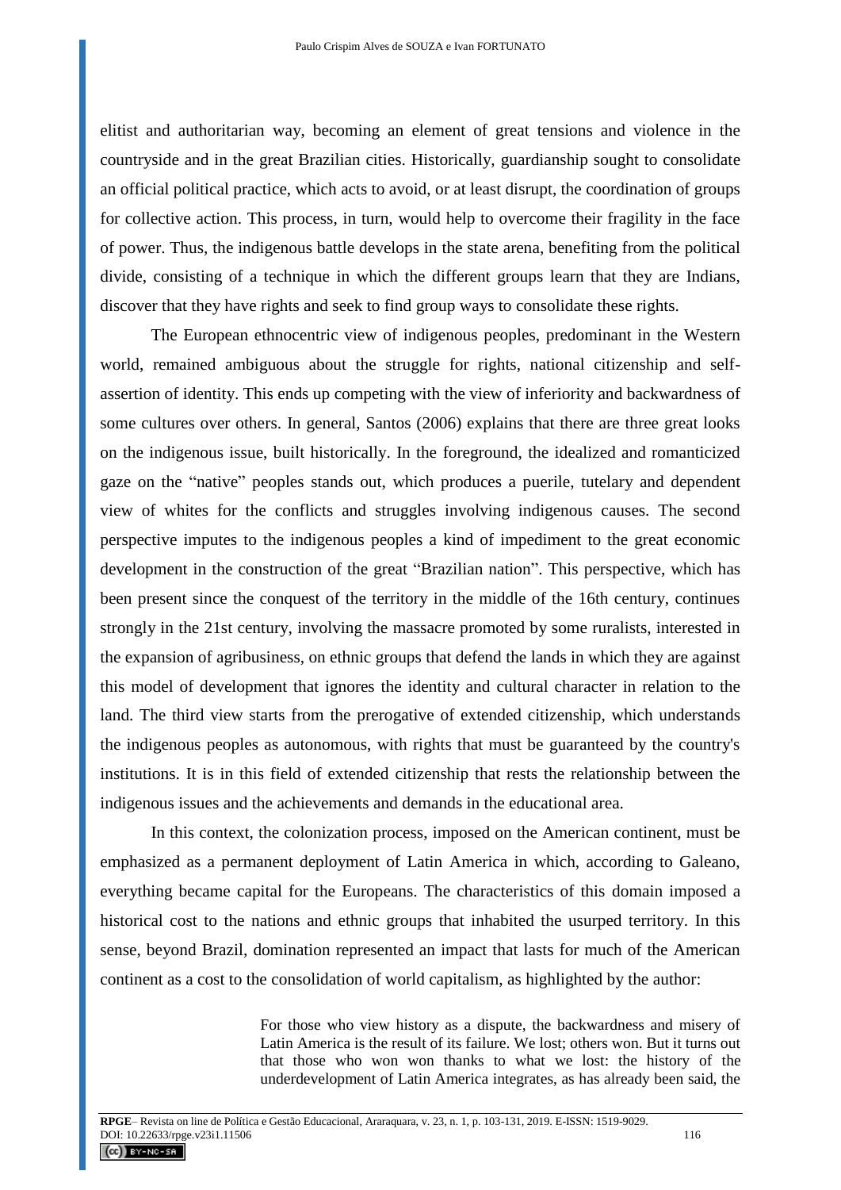elitist and authoritarian way, becoming an element of great tensions and violence in the countryside and in the great Brazilian cities. Historically, guardianship sought to consolidate an official political practice, which acts to avoid, or at least disrupt, the coordination of groups for collective action. This process, in turn, would help to overcome their fragility in the face of power. Thus, the indigenous battle develops in the state arena, benefiting from the political divide, consisting of a technique in which the different groups learn that they are Indians, discover that they have rights and seek to find group ways to consolidate these rights.

The European ethnocentric view of indigenous peoples, predominant in the Western world, remained ambiguous about the struggle for rights, national citizenship and self-assertion of identity. This ends up competing with the view of inferiority and backwardness of some cultures over others. In general, Santos (2006) explains that there are three great looks on the indigenous issue, built historically. In the foreground, the idealized and romanticized gaze on the "native" peoples stands out, which produces a puerile, tutelary and dependent view of whites for the conflicts and struggles involving indigenous causes. The second perspective imputes to the indigenous peoples a kind of impediment to the great economic development in the construction of the great "Brazilian nation". This perspective, which has been present since the conquest of the territory in the middle of the 16th century, continues strongly in the 21st century, involving the massacre promoted by some ruralists, interested in the expansion of agribusiness, on ethnic groups that defend the lands in which they are against this model of development that ignores the identity and cultural character in relation to the land. The third view starts from the prerogative of extended citizenship, which understands the indigenous peoples as autonomous, with rights that must be guaranteed by the country's institutions. It is in this field of extended citizenship that rests the relationship between the indigenous issues and the achievements and demands in the educational area.

In this context, the colonization process, imposed on the American continent, must be emphasized as a permanent deployment of Latin America in which, according to Galeano, everything became capital for the Europeans. The characteristics of this domain imposed a historical cost to the nations and ethnic groups that inhabited the usurped territory. In this sense, beyond Brazil, domination represented an impact that lasts for much of the American continent as a cost to the consolidation of world capitalism, as highlighted by the author:

> For those who view history as a dispute, the backwardness and misery of Latin America is the result of its failure. We lost; others won. But it turns out that those who won won thanks to what we lost: the history of the underdevelopment of Latin America integrates, as has already been said, the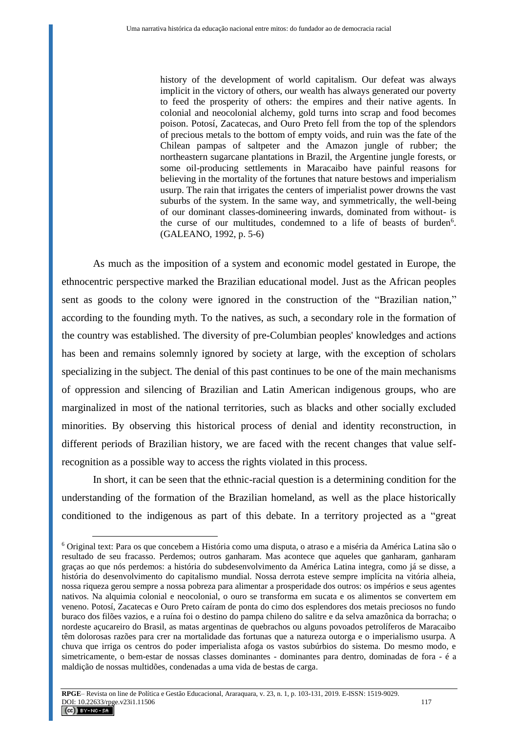> history of the development of world capitalism. Our defeat was always implicit in the victory of others, our wealth has always generated our poverty to feed the prosperity of others: the empires and their native agents. In colonial and neocolonial alchemy, gold turns into scrap and food becomes poison. Potosí, Zacatecas, and Ouro Preto fell from the top of the splendors of precious metals to the bottom of empty voids, and ruin was the fate of the Chilean pampas of saltpeter and the Amazon jungle of rubber; the northeastern sugarcane plantations in Brazil, the Argentine jungle forests, or some oil-producing settlements in Maracaibo have painful reasons for believing in the mortality of the fortunes that nature bestows and imperialism usurp. The rain that irrigates the centers of imperialist power drowns the vast suburbs of the system. In the same way, and symmetrically, the well-being of our dominant classes-domineering inwards, dominated from without- is the curse of our multitudes, condemned to a life of beasts of burden[6]. (GALEANO, 1992, p. 5-6)

As much as the imposition of a system and economic model gestated in Europe, the ethnocentric perspective marked the Brazilian educational model. Just as the African peoples sent as goods to the colony were ignored in the construction of the "Brazilian nation," according to the founding myth. To the natives, as such, a secondary role in the formation of the country was established. The diversity of pre-Columbian peoples' knowledges and actions has been and remains solemnly ignored by society at large, with the exception of scholars specializing in the subject. The denial of this past continues to be one of the main mechanisms of oppression and silencing of Brazilian and Latin American indigenous groups, who are marginalized in most of the national territories, such as blacks and other socially excluded minorities. By observing this historical process of denial and identity reconstruction, in different periods of Brazilian history, we are faced with the recent changes that value self-recognition as a possible way to access the rights violated in this process.

In short, it can be seen that the ethnic-racial question is a determining condition for the understanding of the formation of the Brazilian homeland, as well as the place historically conditioned to the indigenous as part of this debate. In a territory projected as a "great

---

[6] Original text: Para os que concebem a História como uma disputa, o atraso e a miséria da América Latina são o resultado de seu fracasso. Perdemos; outros ganharam. Mas acontece que aqueles que ganharam, ganharam graças ao que nós perdemos: a história do subdesenvolvimento da América Latina integra, como já se disse, a história do desenvolvimento do capitalismo mundial. Nossa derrota esteve sempre implícita na vitória alheia, nossa riqueza gerou sempre a nossa pobreza para alimentar a prosperidade dos outros: os impérios e seus agentes nativos. Na alquimia colonial e neocolonial, o ouro se transforma em sucata e os alimentos se convertem em veneno. Potosí, Zacatecas e Ouro Preto caíram de ponta do cimo dos esplendores dos metais preciosos no fundo buraco dos filões vazios, e a ruína foi o destino do pampa chileno do salitre e da selva amazônica da borracha; o nordeste açucareiro do Brasil, as matas argentinas de quebrachos ou alguns povoados petrolíferos de Maracaibo têm dolorosas razões para crer na mortalidade das fortunas que a natureza outorga e o imperialismo usurpa. A chuva que irriga os centros do poder imperialista afoga os vastos subúrbios do sistema. Do mesmo modo, e simetricamente, o bem-estar de nossas classes dominantes - dominantes para dentro, dominadas de fora - é a maldição de nossas multidões, condenadas a uma vida de bestas de carga.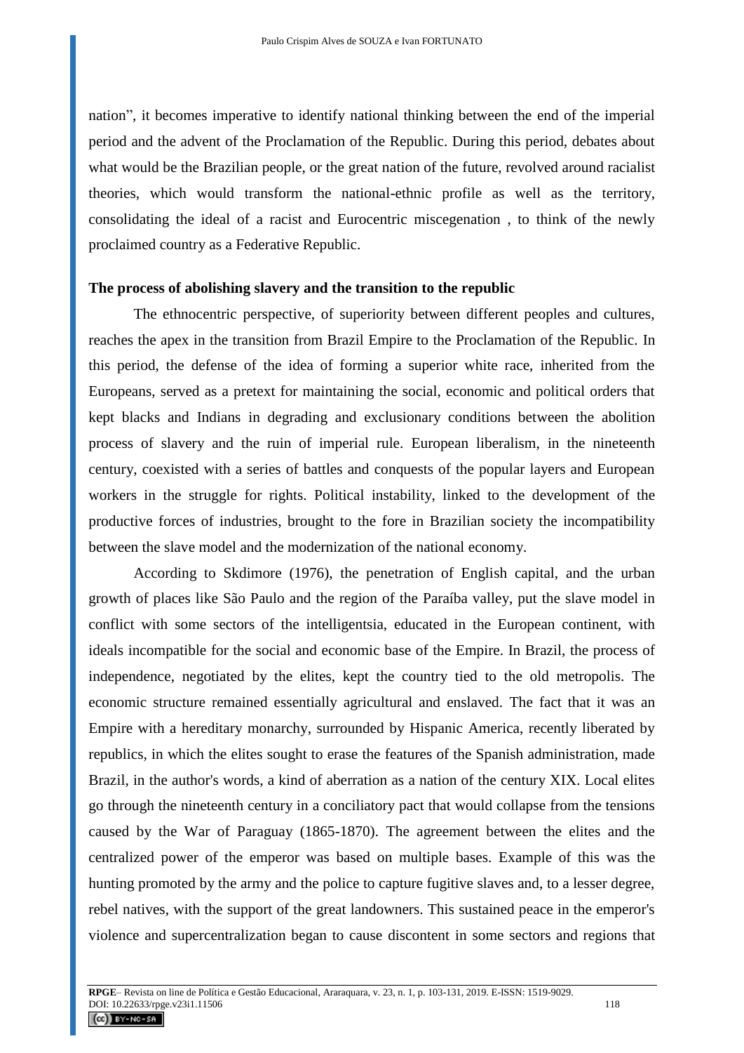nation", it becomes imperative to identify national thinking between the end of the imperial period and the advent of the Proclamation of the Republic. During this period, debates about what would be the Brazilian people, or the great nation of the future, revolved around racialist theories, which would transform the national-ethnic profile as well as the territory, consolidating the ideal of a racist and Eurocentric miscegenation , to think of the newly proclaimed country as a Federative Republic.

**The process of abolishing slavery and the transition to the republic**

The ethnocentric perspective, of superiority between different peoples and cultures, reaches the apex in the transition from Brazil Empire to the Proclamation of the Republic. In this period, the defense of the idea of forming a superior white race, inherited from the Europeans, served as a pretext for maintaining the social, economic and political orders that kept blacks and Indians in degrading and exclusionary conditions between the abolition process of slavery and the ruin of imperial rule. European liberalism, in the nineteenth century, coexisted with a series of battles and conquests of the popular layers and European workers in the struggle for rights. Political instability, linked to the development of the productive forces of industries, brought to the fore in Brazilian society the incompatibility between the slave model and the modernization of the national economy.

According to Skdimore (1976), the penetration of English capital, and the urban growth of places like São Paulo and the region of the Paraíba valley, put the slave model in conflict with some sectors of the intelligentsia, educated in the European continent, with ideals incompatible for the social and economic base of the Empire. In Brazil, the process of independence, negotiated by the elites, kept the country tied to the old metropolis. The economic structure remained essentially agricultural and enslaved. The fact that it was an Empire with a hereditary monarchy, surrounded by Hispanic America, recently liberated by republics, in which the elites sought to erase the features of the Spanish administration, made Brazil, in the author's words, a kind of aberration as a nation of the century XIX. Local elites go through the nineteenth century in a conciliatory pact that would collapse from the tensions caused by the War of Paraguay (1865-1870). The agreement between the elites and the centralized power of the emperor was based on multiple bases. Example of this was the hunting promoted by the army and the police to capture fugitive slaves and, to a lesser degree, rebel natives, with the support of the great landowners. This sustained peace in the emperor's violence and supercentralization began to cause discontent in some sectors and regions that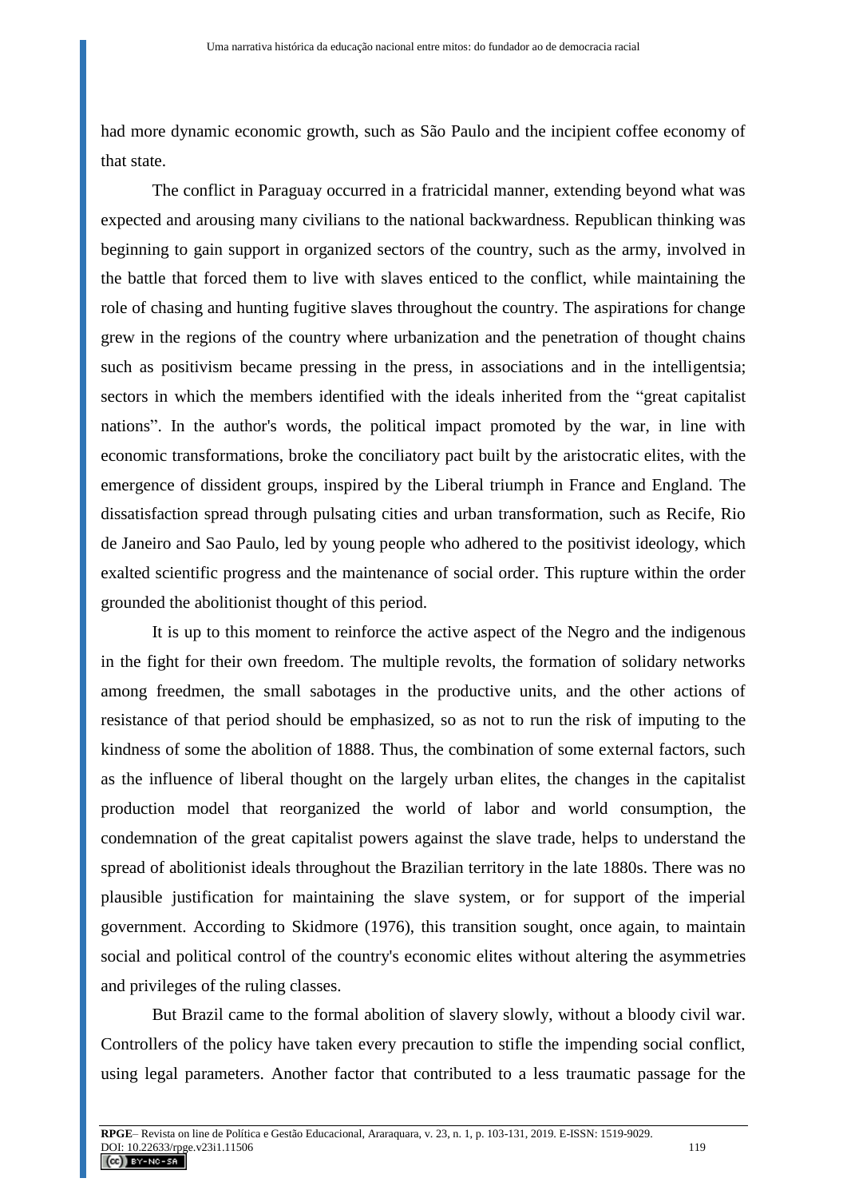had more dynamic economic growth, such as São Paulo and the incipient coffee economy of that state.

The conflict in Paraguay occurred in a fratricidal manner, extending beyond what was expected and arousing many civilians to the national backwardness. Republican thinking was beginning to gain support in organized sectors of the country, such as the army, involved in the battle that forced them to live with slaves enticed to the conflict, while maintaining the role of chasing and hunting fugitive slaves throughout the country. The aspirations for change grew in the regions of the country where urbanization and the penetration of thought chains such as positivism became pressing in the press, in associations and in the intelligentsia; sectors in which the members identified with the ideals inherited from the "great capitalist nations". In the author's words, the political impact promoted by the war, in line with economic transformations, broke the conciliatory pact built by the aristocratic elites, with the emergence of dissident groups, inspired by the Liberal triumph in France and England. The dissatisfaction spread through pulsating cities and urban transformation, such as Recife, Rio de Janeiro and Sao Paulo, led by young people who adhered to the positivist ideology, which exalted scientific progress and the maintenance of social order. This rupture within the order grounded the abolitionist thought of this period.

It is up to this moment to reinforce the active aspect of the Negro and the indigenous in the fight for their own freedom. The multiple revolts, the formation of solidary networks among freedmen, the small sabotages in the productive units, and the other actions of resistance of that period should be emphasized, so as not to run the risk of imputing to the kindness of some the abolition of 1888. Thus, the combination of some external factors, such as the influence of liberal thought on the largely urban elites, the changes in the capitalist production model that reorganized the world of labor and world consumption, the condemnation of the great capitalist powers against the slave trade, helps to understand the spread of abolitionist ideals throughout the Brazilian territory in the late 1880s. There was no plausible justification for maintaining the slave system, or for support of the imperial government. According to Skidmore (1976), this transition sought, once again, to maintain social and political control of the country's economic elites without altering the asymmetries and privileges of the ruling classes.

But Brazil came to the formal abolition of slavery slowly, without a bloody civil war. Controllers of the policy have taken every precaution to stifle the impending social conflict, using legal parameters. Another factor that contributed to a less traumatic passage for the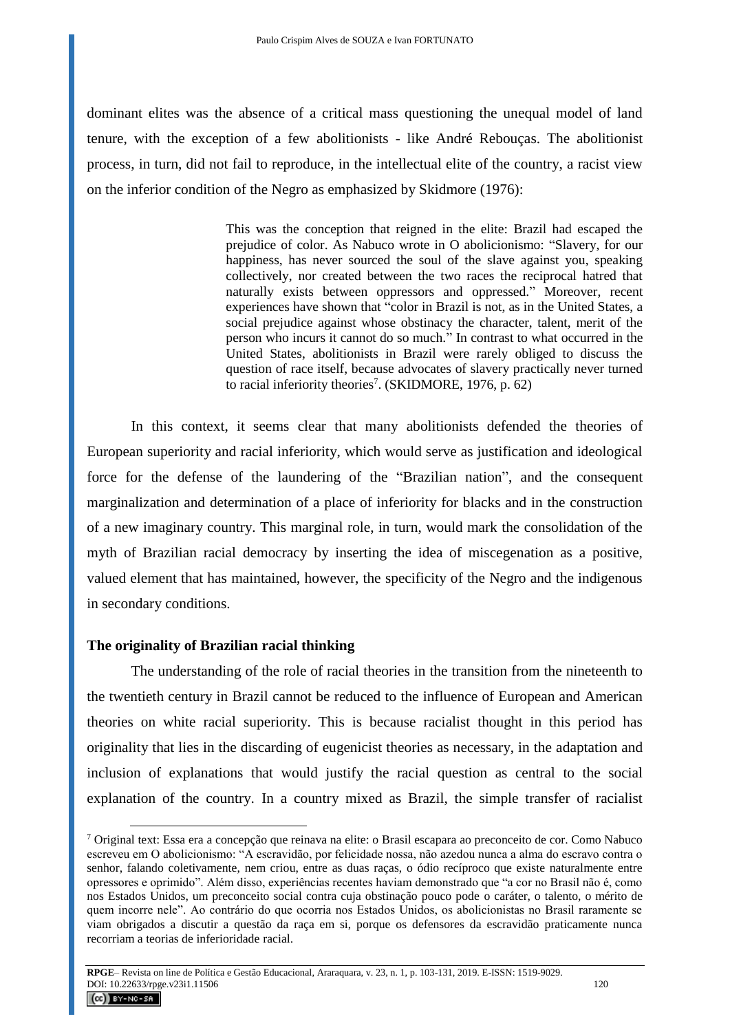dominant elites was the absence of a critical mass questioning the unequal model of land tenure, with the exception of a few abolitionists - like André Rebouças. The abolitionist process, in turn, did not fail to reproduce, in the intellectual elite of the country, a racist view on the inferior condition of the Negro as emphasized by Skidmore (1976):

> This was the conception that reigned in the elite: Brazil had escaped the prejudice of color. As Nabuco wrote in O abolicionismo: "Slavery, for our happiness, has never sourced the soul of the slave against you, speaking collectively, nor created between the two races the reciprocal hatred that naturally exists between oppressors and oppressed." Moreover, recent experiences have shown that "color in Brazil is not, as in the United States, a social prejudice against whose obstinacy the character, talent, merit of the person who incurs it cannot do so much." In contrast to what occurred in the United States, abolitionists in Brazil were rarely obliged to discuss the question of race itself, because advocates of slavery practically never turned to racial inferiority theories[7]. (SKIDMORE, 1976, p. 62)

In this context, it seems clear that many abolitionists defended the theories of European superiority and racial inferiority, which would serve as justification and ideological force for the defense of the laundering of the "Brazilian nation", and the consequent marginalization and determination of a place of inferiority for blacks and in the construction of a new imaginary country. This marginal role, in turn, would mark the consolidation of the myth of Brazilian racial democracy by inserting the idea of miscegenation as a positive, valued element that has maintained, however, the specificity of the Negro and the indigenous in secondary conditions.

**The originality of Brazilian racial thinking**

The understanding of the role of racial theories in the transition from the nineteenth to the twentieth century in Brazil cannot be reduced to the influence of European and American theories on white racial superiority. This is because racialist thought in this period has originality that lies in the discarding of eugenicist theories as necessary, in the adaptation and inclusion of explanations that would justify the racial question as central to the social explanation of the country. In a country mixed as Brazil, the simple transfer of racialist

[7] Original text: Essa era a concepção que reinava na elite: o Brasil escapara ao preconceito de cor. Como Nabuco escreveu em O abolicionismo: "A escravidão, por felicidade nossa, não azedou nunca a alma do escravo contra o senhor, falando coletivamente, nem criou, entre as duas raças, o ódio recíproco que existe naturalmente entre opressores e oprimido". Além disso, experiências recentes haviam demonstrado que "a cor no Brasil não é, como nos Estados Unidos, um preconceito social contra cuja obstinação pouco pode o caráter, o talento, o mérito de quem incorre nele". Ao contrário do que ocorria nos Estados Unidos, os abolicionistas no Brasil raramente se viam obrigados a discutir a questão da raça em si, porque os defensores da escravidão praticamente nunca recorriam a teorias de inferioridade racial.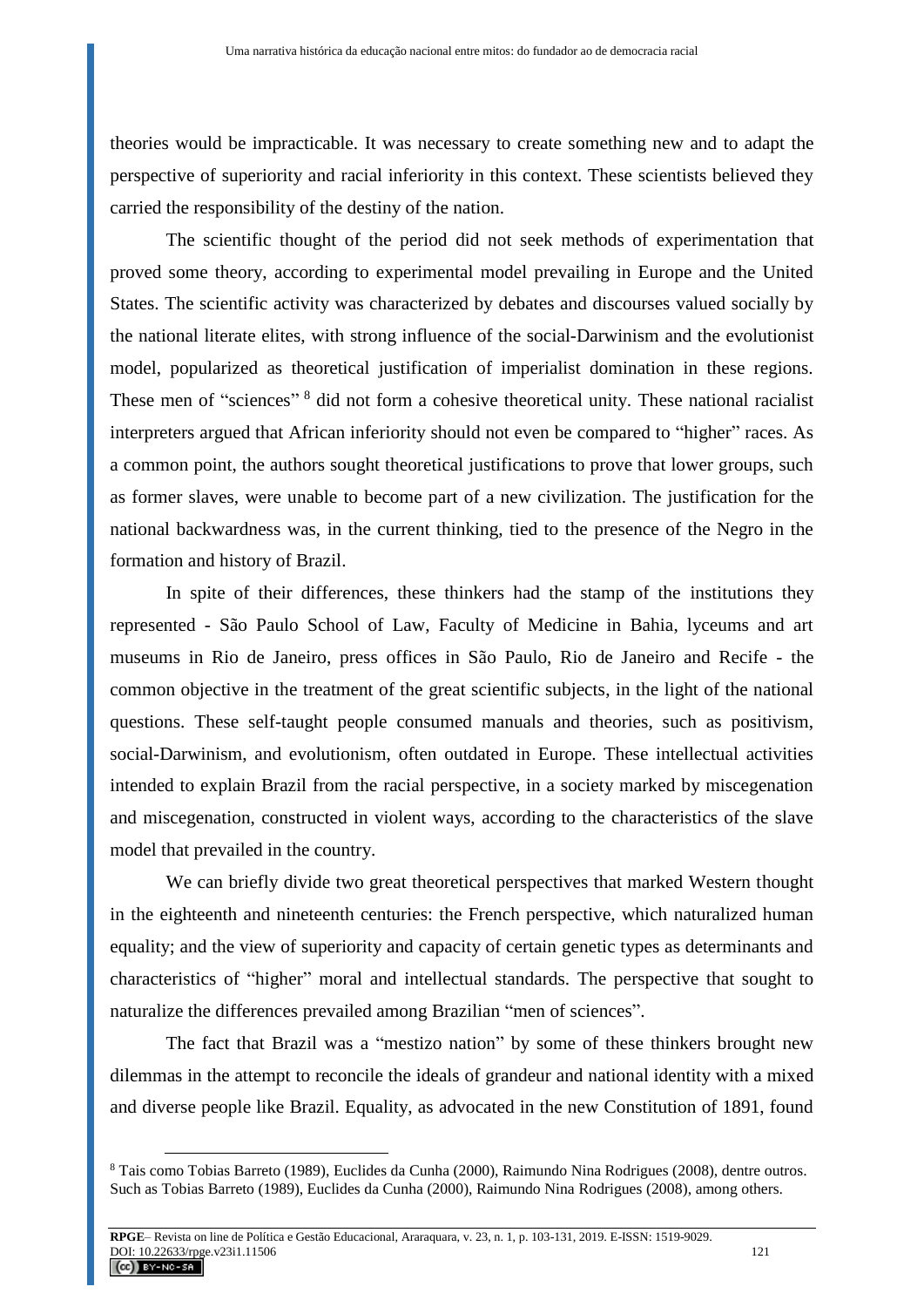theories would be impracticable. It was necessary to create something new and to adapt the perspective of superiority and racial inferiority in this context. These scientists believed they carried the responsibility of the destiny of the nation.

The scientific thought of the period did not seek methods of experimentation that proved some theory, according to experimental model prevailing in Europe and the United States. The scientific activity was characterized by debates and discourses valued socially by the national literate elites, with strong influence of the social-Darwinism and the evolutionist model, popularized as theoretical justification of imperialist domination in these regions. These men of "sciences" [8] did not form a cohesive theoretical unity. These national racialist interpreters argued that African inferiority should not even be compared to "higher" races. As a common point, the authors sought theoretical justifications to prove that lower groups, such as former slaves, were unable to become part of a new civilization. The justification for the national backwardness was, in the current thinking, tied to the presence of the Negro in the formation and history of Brazil.

In spite of their differences, these thinkers had the stamp of the institutions they represented - São Paulo School of Law, Faculty of Medicine in Bahia, lyceums and art museums in Rio de Janeiro, press offices in São Paulo, Rio de Janeiro and Recife - the common objective in the treatment of the great scientific subjects, in the light of the national questions. These self-taught people consumed manuals and theories, such as positivism, social-Darwinism, and evolutionism, often outdated in Europe. These intellectual activities intended to explain Brazil from the racial perspective, in a society marked by miscegenation and miscegenation, constructed in violent ways, according to the characteristics of the slave model that prevailed in the country.

We can briefly divide two great theoretical perspectives that marked Western thought in the eighteenth and nineteenth centuries: the French perspective, which naturalized human equality; and the view of superiority and capacity of certain genetic types as determinants and characteristics of "higher" moral and intellectual standards. The perspective that sought to naturalize the differences prevailed among Brazilian "men of sciences".

The fact that Brazil was a "mestizo nation" by some of these thinkers brought new dilemmas in the attempt to reconcile the ideals of grandeur and national identity with a mixed and diverse people like Brazil. Equality, as advocated in the new Constitution of 1891, found

---

[8] Tais como Tobias Barreto (1989), Euclides da Cunha (2000), Raimundo Nina Rodrigues (2008), dentre outros. Such as Tobias Barreto (1989), Euclides da Cunha (2000), Raimundo Nina Rodrigues (2008), among others.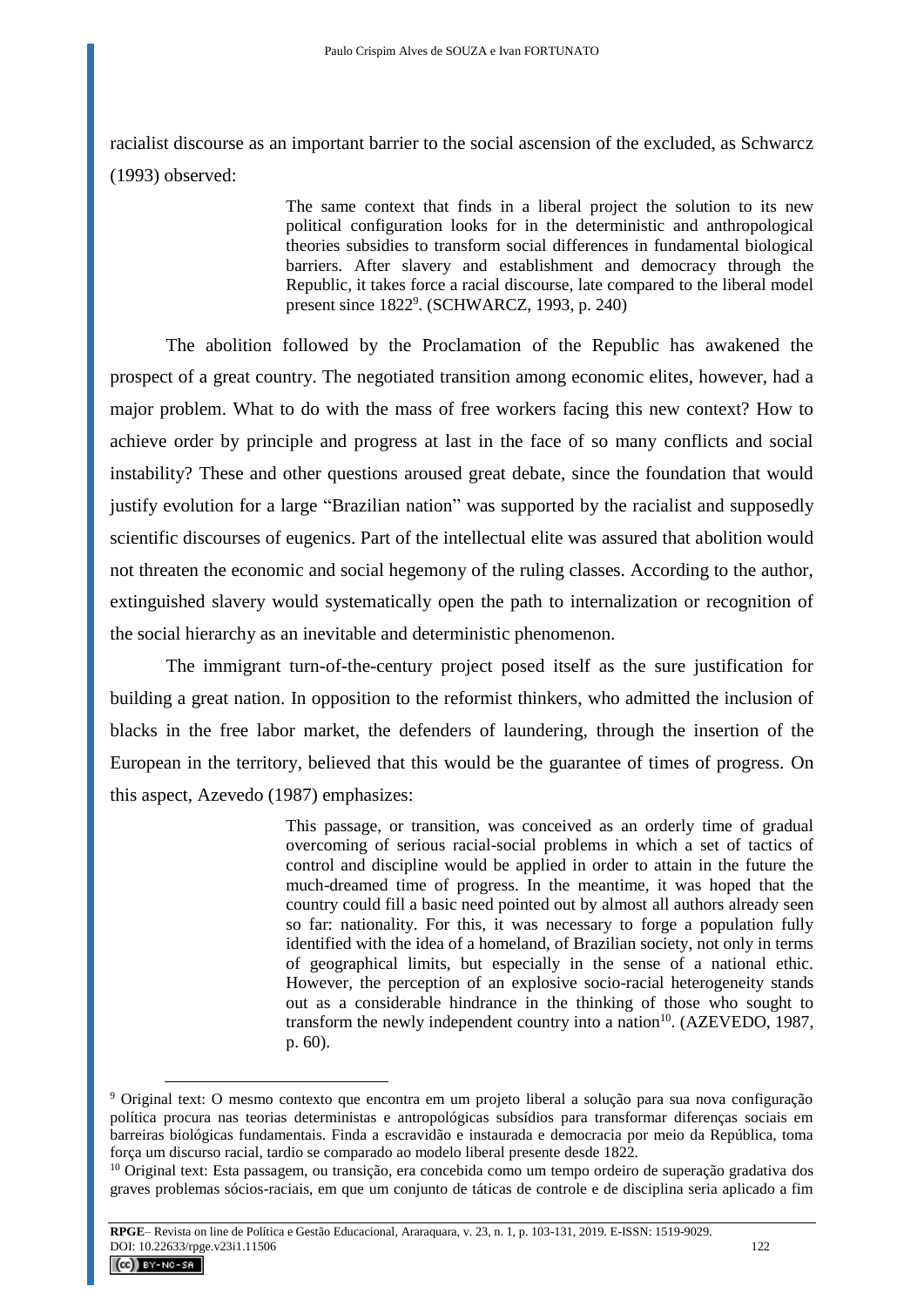racialist discourse as an important barrier to the social ascension of the excluded, as Schwarcz (1993) observed:

> The same context that finds in a liberal project the solution to its new political configuration looks for in the deterministic and anthropological theories subsidies to transform social differences in fundamental biological barriers. After slavery and establishment and democracy through the Republic, it takes force a racial discourse, late compared to the liberal model present since 1822[9]. (SCHWARCZ, 1993, p. 240)

The abolition followed by the Proclamation of the Republic has awakened the prospect of a great country. The negotiated transition among economic elites, however, had a major problem. What to do with the mass of free workers facing this new context? How to achieve order by principle and progress at last in the face of so many conflicts and social instability? These and other questions aroused great debate, since the foundation that would justify evolution for a large "Brazilian nation" was supported by the racialist and supposedly scientific discourses of eugenics. Part of the intellectual elite was assured that abolition would not threaten the economic and social hegemony of the ruling classes. According to the author, extinguished slavery would systematically open the path to internalization or recognition of the social hierarchy as an inevitable and deterministic phenomenon.

The immigrant turn-of-the-century project posed itself as the sure justification for building a great nation. In opposition to the reformist thinkers, who admitted the inclusion of blacks in the free labor market, the defenders of laundering, through the insertion of the European in the territory, believed that this would be the guarantee of times of progress. On this aspect, Azevedo (1987) emphasizes:

> This passage, or transition, was conceived as an orderly time of gradual overcoming of serious racial-social problems in which a set of tactics of control and discipline would be applied in order to attain in the future the much-dreamed time of progress. In the meantime, it was hoped that the country could fill a basic need pointed out by almost all authors already seen so far: nationality. For this, it was necessary to forge a population fully identified with the idea of a homeland, of Brazilian society, not only in terms of geographical limits, but especially in the sense of a national ethic. However, the perception of an explosive socio-racial heterogeneity stands out as a considerable hindrance in the thinking of those who sought to transform the newly independent country into a nation[10]. (AZEVEDO, 1987, p. 60).

---

[9] Original text: O mesmo contexto que encontra em um projeto liberal a solução para sua nova configuração política procura nas teorias deterministas e antropológicas subsídios para transformar diferenças sociais em barreiras biológicas fundamentais. Finda a escravidão e instaurada e democracia por meio da República, toma força um discurso racial, tardio se comparado ao modelo liberal presente desde 1822.

[10] Original text: Esta passagem, ou transição, era concebida como um tempo ordeiro de superação gradativa dos graves problemas sócios-raciais, em que um conjunto de táticas de controle e de disciplina seria aplicado a fim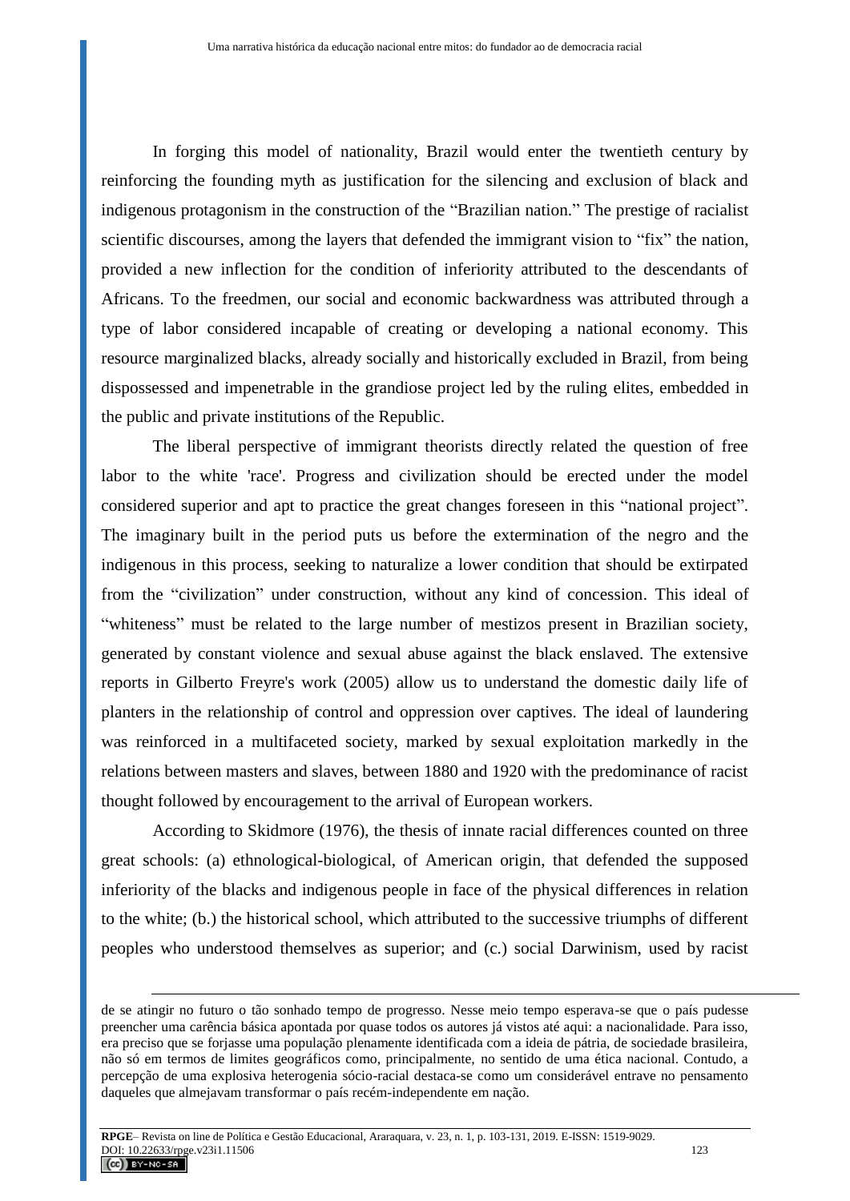In forging this model of nationality, Brazil would enter the twentieth century by reinforcing the founding myth as justification for the silencing and exclusion of black and indigenous protagonism in the construction of the "Brazilian nation." The prestige of racialist scientific discourses, among the layers that defended the immigrant vision to "fix" the nation, provided a new inflection for the condition of inferiority attributed to the descendants of Africans. To the freedmen, our social and economic backwardness was attributed through a type of labor considered incapable of creating or developing a national economy. This resource marginalized blacks, already socially and historically excluded in Brazil, from being dispossessed and impenetrable in the grandiose project led by the ruling elites, embedded in the public and private institutions of the Republic.

The liberal perspective of immigrant theorists directly related the question of free labor to the white 'race'. Progress and civilization should be erected under the model considered superior and apt to practice the great changes foreseen in this "national project". The imaginary built in the period puts us before the extermination of the negro and the indigenous in this process, seeking to naturalize a lower condition that should be extirpated from the "civilization" under construction, without any kind of concession. This ideal of "whiteness" must be related to the large number of mestizos present in Brazilian society, generated by constant violence and sexual abuse against the black enslaved. The extensive reports in Gilberto Freyre's work (2005) allow us to understand the domestic daily life of planters in the relationship of control and oppression over captives. The ideal of laundering was reinforced in a multifaceted society, marked by sexual exploitation markedly in the relations between masters and slaves, between 1880 and 1920 with the predominance of racist thought followed by encouragement to the arrival of European workers.

According to Skidmore (1976), the thesis of innate racial differences counted on three great schools: (a) ethnological-biological, of American origin, that defended the supposed inferiority of the blacks and indigenous people in face of the physical differences in relation to the white; (b.) the historical school, which attributed to the successive triumphs of different peoples who understood themselves as superior; and (c.) social Darwinism, used by racist

---

de se atingir no futuro o tão sonhado tempo de progresso. Nesse meio tempo esperava-se que o país pudesse preencher uma carência básica apontada por quase todos os autores já vistos até aqui: a nacionalidade. Para isso, era preciso que se forjasse uma população plenamente identificada com a ideia de pátria, de sociedade brasileira, não só em termos de limites geográficos como, principalmente, no sentido de uma ética nacional. Contudo, a percepção de uma explosiva heterogenia sócio-racial destaca-se como um considerável entrave no pensamento daqueles que almejavam transformar o país recém-independente em nação.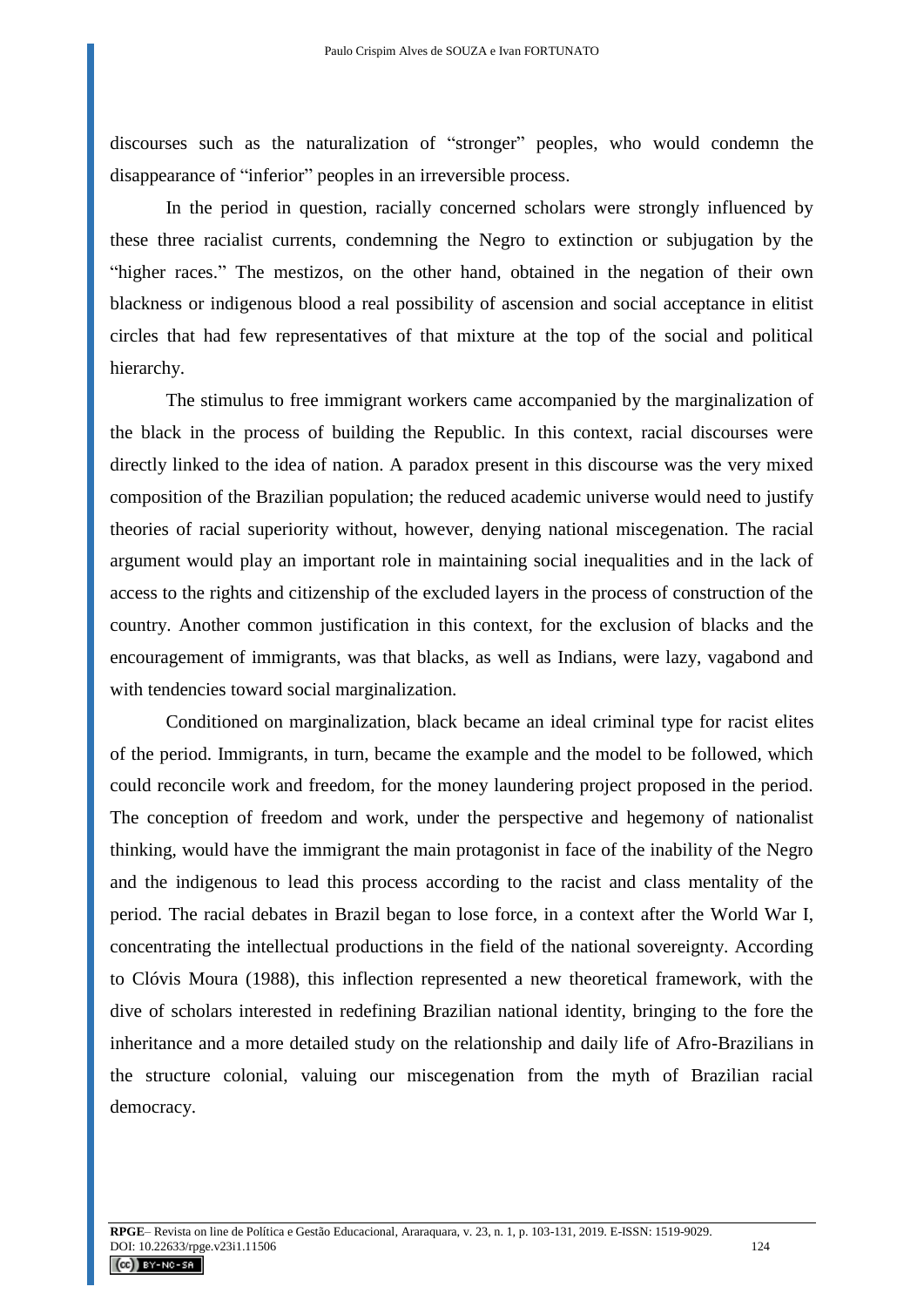discourses such as the naturalization of "stronger" peoples, who would condemn the disappearance of "inferior" peoples in an irreversible process.

In the period in question, racially concerned scholars were strongly influenced by these three racialist currents, condemning the Negro to extinction or subjugation by the "higher races." The mestizos, on the other hand, obtained in the negation of their own blackness or indigenous blood a real possibility of ascension and social acceptance in elitist circles that had few representatives of that mixture at the top of the social and political hierarchy.

The stimulus to free immigrant workers came accompanied by the marginalization of the black in the process of building the Republic. In this context, racial discourses were directly linked to the idea of nation. A paradox present in this discourse was the very mixed composition of the Brazilian population; the reduced academic universe would need to justify theories of racial superiority without, however, denying national miscegenation. The racial argument would play an important role in maintaining social inequalities and in the lack of access to the rights and citizenship of the excluded layers in the process of construction of the country. Another common justification in this context, for the exclusion of blacks and the encouragement of immigrants, was that blacks, as well as Indians, were lazy, vagabond and with tendencies toward social marginalization.

Conditioned on marginalization, black became an ideal criminal type for racist elites of the period. Immigrants, in turn, became the example and the model to be followed, which could reconcile work and freedom, for the money laundering project proposed in the period. The conception of freedom and work, under the perspective and hegemony of nationalist thinking, would have the immigrant the main protagonist in face of the inability of the Negro and the indigenous to lead this process according to the racist and class mentality of the period. The racial debates in Brazil began to lose force, in a context after the World War I, concentrating the intellectual productions in the field of the national sovereignty. According to Clóvis Moura (1988), this inflection represented a new theoretical framework, with the dive of scholars interested in redefining Brazilian national identity, bringing to the fore the inheritance and a more detailed study on the relationship and daily life of Afro-Brazilians in the structure colonial, valuing our miscegenation from the myth of Brazilian racial democracy.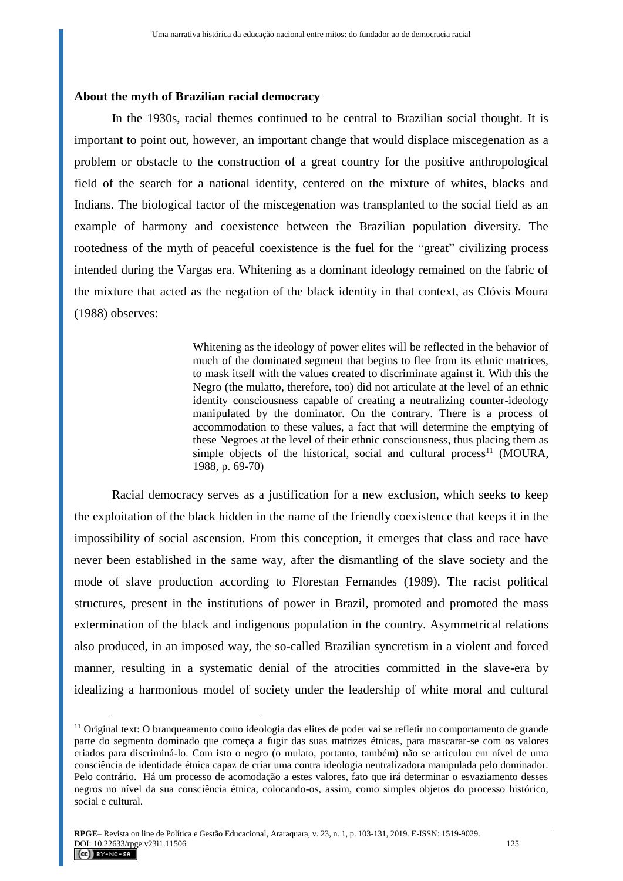**About the myth of Brazilian racial democracy**

In the 1930s, racial themes continued to be central to Brazilian social thought. It is important to point out, however, an important change that would displace miscegenation as a problem or obstacle to the construction of a great country for the positive anthropological field of the search for a national identity, centered on the mixture of whites, blacks and Indians. The biological factor of the miscegenation was transplanted to the social field as an example of harmony and coexistence between the Brazilian population diversity. The rootedness of the myth of peaceful coexistence is the fuel for the "great" civilizing process intended during the Vargas era. Whitening as a dominant ideology remained on the fabric of the mixture that acted as the negation of the black identity in that context, as Clóvis Moura (1988) observes:

> Whitening as the ideology of power elites will be reflected in the behavior of much of the dominated segment that begins to flee from its ethnic matrices, to mask itself with the values created to discriminate against it. With this the Negro (the mulatto, therefore, too) did not articulate at the level of an ethnic identity consciousness capable of creating a neutralizing counter-ideology manipulated by the dominator. On the contrary. There is a process of accommodation to these values, a fact that will determine the emptying of these Negroes at the level of their ethnic consciousness, thus placing them as simple objects of the historical, social and cultural process[11] (MOURA, 1988, p. 69-70)

Racial democracy serves as a justification for a new exclusion, which seeks to keep the exploitation of the black hidden in the name of the friendly coexistence that keeps it in the impossibility of social ascension. From this conception, it emerges that class and race have never been established in the same way, after the dismantling of the slave society and the mode of slave production according to Florestan Fernandes (1989). The racist political structures, present in the institutions of power in Brazil, promoted and promoted the mass extermination of the black and indigenous population in the country. Asymmetrical relations also produced, in an imposed way, the so-called Brazilian syncretism in a violent and forced manner, resulting in a systematic denial of the atrocities committed in the slave-era by idealizing a harmonious model of society under the leadership of white moral and cultural

[11] Original text: O branqueamento como ideologia das elites de poder vai se refletir no comportamento de grande parte do segmento dominado que começa a fugir das suas matrizes étnicas, para mascarar-se com os valores criados para discriminá-lo. Com isto o negro (o mulato, portanto, também) não se articulou em nível de uma consciência de identidade étnica capaz de criar uma contra ideologia neutralizadora manipulada pelo dominador. Pelo contrário. Há um processo de acomodação a estes valores, fato que irá determinar o esvaziamento desses negros no nível da sua consciência étnica, colocando-os, assim, como simples objetos do processo histórico, social e cultural.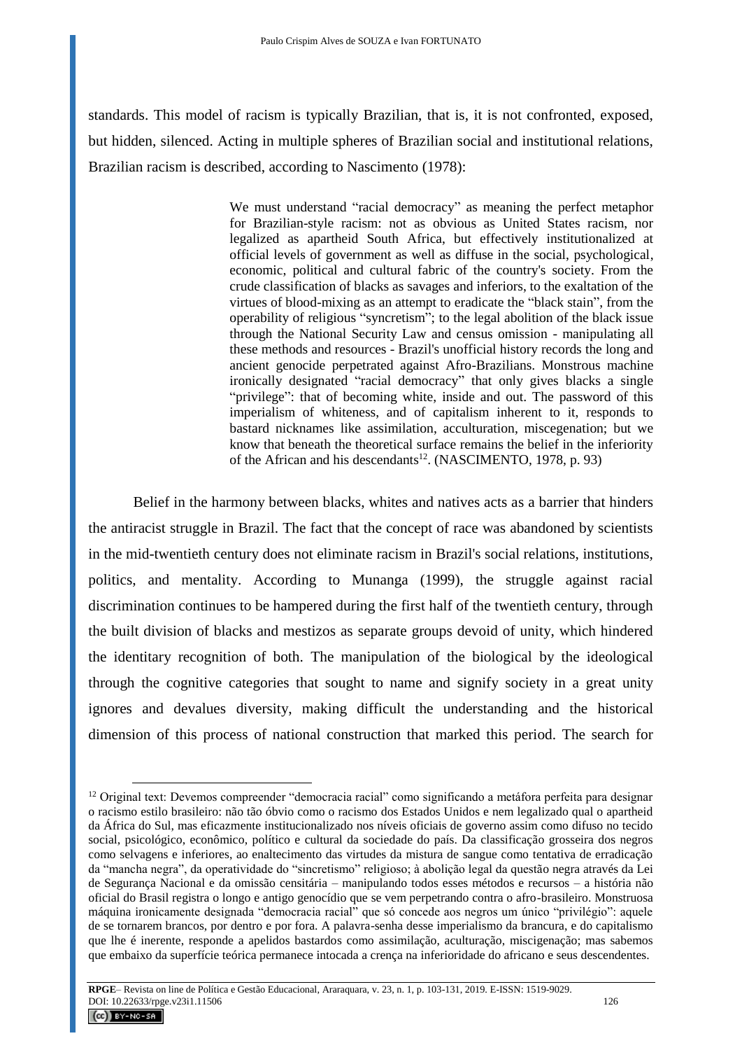standards. This model of racism is typically Brazilian, that is, it is not confronted, exposed, but hidden, silenced. Acting in multiple spheres of Brazilian social and institutional relations, Brazilian racism is described, according to Nascimento (1978):

> We must understand "racial democracy" as meaning the perfect metaphor for Brazilian-style racism: not as obvious as United States racism, nor legalized as apartheid South Africa, but effectively institutionalized at official levels of government as well as diffuse in the social, psychological, economic, political and cultural fabric of the country's society. From the crude classification of blacks as savages and inferiors, to the exaltation of the virtues of blood-mixing as an attempt to eradicate the "black stain", from the operability of religious "syncretism"; to the legal abolition of the black issue through the National Security Law and census omission - manipulating all these methods and resources - Brazil's unofficial history records the long and ancient genocide perpetrated against Afro-Brazilians. Monstrous machine ironically designated "racial democracy" that only gives blacks a single "privilege": that of becoming white, inside and out. The password of this imperialism of whiteness, and of capitalism inherent to it, responds to bastard nicknames like assimilation, acculturation, miscegenation; but we know that beneath the theoretical surface remains the belief in the inferiority of the African and his descendants[12]. (NASCIMENTO, 1978, p. 93)

Belief in the harmony between blacks, whites and natives acts as a barrier that hinders the antiracist struggle in Brazil. The fact that the concept of race was abandoned by scientists in the mid-twentieth century does not eliminate racism in Brazil's social relations, institutions, politics, and mentality. According to Munanga (1999), the struggle against racial discrimination continues to be hampered during the first half of the twentieth century, through the built division of blacks and mestizos as separate groups devoid of unity, which hindered the identitary recognition of both. The manipulation of the biological by the ideological through the cognitive categories that sought to name and signify society in a great unity ignores and devalues diversity, making difficult the understanding and the historical dimension of this process of national construction that marked this period. The search for

---

[12] Original text: Devemos compreender "democracia racial" como significando a metáfora perfeita para designar o racismo estilo brasileiro: não tão óbvio como o racismo dos Estados Unidos e nem legalizado qual o apartheid da África do Sul, mas eficazmente institucionalizado nos níveis oficiais de governo assim como difuso no tecido social, psicológico, econômico, político e cultural da sociedade do país. Da classificação grosseira dos negros como selvagens e inferiores, ao enaltecimento das virtudes da mistura de sangue como tentativa de erradicação da "mancha negra", da operatividade do "sincretismo" religioso; à abolição legal da questão negra através da Lei de Segurança Nacional e da omissão censitária – manipulando todos esses métodos e recursos – a história não oficial do Brasil registra o longo e antigo genocídio que se vem perpetrando contra o afro-brasileiro. Monstruosa máquina ironicamente designada "democracia racial" que só concede aos negros um único "privilégio": aquele de se tornarem brancos, por dentro e por fora. A palavra-senha desse imperialismo da brancura, e do capitalismo que lhe é inerente, responde a apelidos bastardos como assimilação, aculturação, miscigenação; mas sabemos que embaixo da superfície teórica permanece intocada a crença na inferioridade do africano e seus descendentes.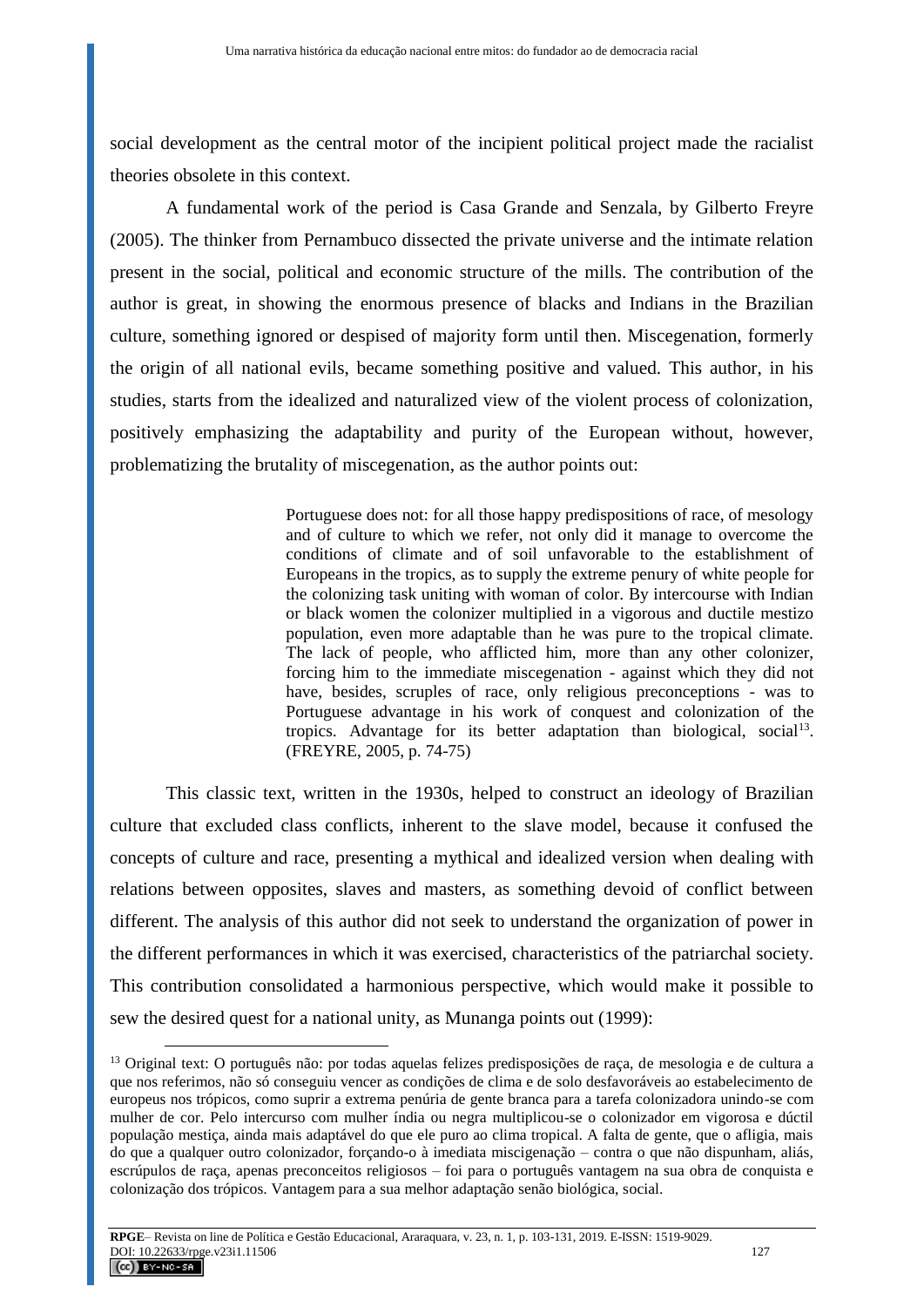social development as the central motor of the incipient political project made the racialist theories obsolete in this context.

A fundamental work of the period is Casa Grande and Senzala, by Gilberto Freyre (2005). The thinker from Pernambuco dissected the private universe and the intimate relation present in the social, political and economic structure of the mills. The contribution of the author is great, in showing the enormous presence of blacks and Indians in the Brazilian culture, something ignored or despised of majority form until then. Miscegenation, formerly the origin of all national evils, became something positive and valued. This author, in his studies, starts from the idealized and naturalized view of the violent process of colonization, positively emphasizing the adaptability and purity of the European without, however, problematizing the brutality of miscegenation, as the author points out:

> Portuguese does not: for all those happy predispositions of race, of mesology and of culture to which we refer, not only did it manage to overcome the conditions of climate and of soil unfavorable to the establishment of Europeans in the tropics, as to supply the extreme penury of white people for the colonizing task uniting with woman of color. By intercourse with Indian or black women the colonizer multiplied in a vigorous and ductile mestizo population, even more adaptable than he was pure to the tropical climate. The lack of people, who afflicted him, more than any other colonizer, forcing him to the immediate miscegenation - against which they did not have, besides, scruples of race, only religious preconceptions - was to Portuguese advantage in his work of conquest and colonization of the tropics. Advantage for its better adaptation than biological, social[13]. (FREYRE, 2005, p. 74-75)

This classic text, written in the 1930s, helped to construct an ideology of Brazilian culture that excluded class conflicts, inherent to the slave model, because it confused the concepts of culture and race, presenting a mythical and idealized version when dealing with relations between opposites, slaves and masters, as something devoid of conflict between different. The analysis of this author did not seek to understand the organization of power in the different performances in which it was exercised, characteristics of the patriarchal society. This contribution consolidated a harmonious perspective, which would make it possible to sew the desired quest for a national unity, as Munanga points out (1999):

---

[13] Original text: O português não: por todas aquelas felizes predisposições de raça, de mesologia e de cultura a que nos referimos, não só conseguiu vencer as condições de clima e de solo desfavoráveis ao estabelecimento de europeus nos trópicos, como suprir a extrema penúria de gente branca para a tarefa colonizadora unindo-se com mulher de cor. Pelo intercurso com mulher índia ou negra multiplicou-se o colonizador em vigorosa e dúctil população mestiça, ainda mais adaptável do que ele puro ao clima tropical. A falta de gente, que o afligia, mais do que a qualquer outro colonizador, forçando-o à imediata miscigenação – contra o que não dispunham, aliás, escrúpulos de raça, apenas preconceitos religiosos – foi para o português vantagem na sua obra de conquista e colonização dos trópicos. Vantagem para a sua melhor adaptação senão biológica, social.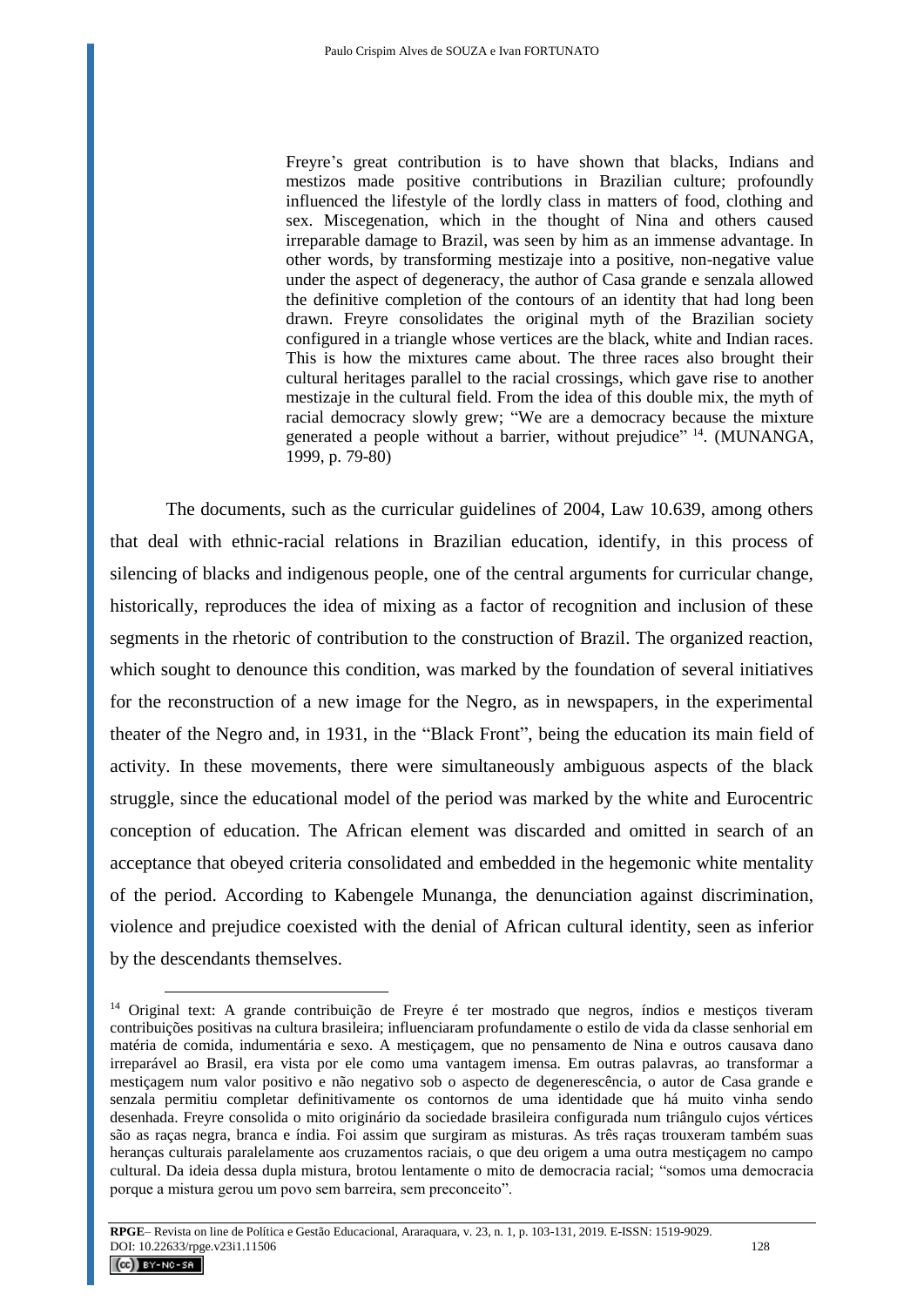> Freyre's great contribution is to have shown that blacks, Indians and mestizos made positive contributions in Brazilian culture; profoundly influenced the lifestyle of the lordly class in matters of food, clothing and sex. Miscegenation, which in the thought of Nina and others caused irreparable damage to Brazil, was seen by him as an immense advantage. In other words, by transforming mestizaje into a positive, non-negative value under the aspect of degeneracy, the author of Casa grande e senzala allowed the definitive completion of the contours of an identity that had long been drawn. Freyre consolidates the original myth of the Brazilian society configured in a triangle whose vertices are the black, white and Indian races. This is how the mixtures came about. The three races also brought their cultural heritages parallel to the racial crossings, which gave rise to another mestizaje in the cultural field. From the idea of this double mix, the myth of racial democracy slowly grew; "We are a democracy because the mixture generated a people without a barrier, without prejudice" [14]. (MUNANGA, 1999, p. 79-80)

The documents, such as the curricular guidelines of 2004, Law 10.639, among others that deal with ethnic-racial relations in Brazilian education, identify, in this process of silencing of blacks and indigenous people, one of the central arguments for curricular change, historically, reproduces the idea of mixing as a factor of recognition and inclusion of these segments in the rhetoric of contribution to the construction of Brazil. The organized reaction, which sought to denounce this condition, was marked by the foundation of several initiatives for the reconstruction of a new image for the Negro, as in newspapers, in the experimental theater of the Negro and, in 1931, in the "Black Front", being the education its main field of activity. In these movements, there were simultaneously ambiguous aspects of the black struggle, since the educational model of the period was marked by the white and Eurocentric conception of education. The African element was discarded and omitted in search of an acceptance that obeyed criteria consolidated and embedded in the hegemonic white mentality of the period. According to Kabengele Munanga, the denunciation against discrimination, violence and prejudice coexisted with the denial of African cultural identity, seen as inferior by the descendants themselves.

---

[14] Original text: A grande contribuição de Freyre é ter mostrado que negros, índios e mestiços tiveram contribuições positivas na cultura brasileira; influenciaram profundamente o estilo de vida da classe senhorial em matéria de comida, indumentária e sexo. A mestiçagem, que no pensamento de Nina e outros causava dano irreparável ao Brasil, era vista por ele como uma vantagem imensa. Em outras palavras, ao transformar a mestiçagem num valor positivo e não negativo sob o aspecto de degenerescência, o autor de Casa grande e senzala permitiu completar definitivamente os contornos de uma identidade que há muito vinha sendo desenhada. Freyre consolida o mito originário da sociedade brasileira configurada num triângulo cujos vértices são as raças negra, branca e índia. Foi assim que surgiram as misturas. As três raças trouxeram também suas heranças culturais paralelamente aos cruzamentos raciais, o que deu origem a uma outra mestiçagem no campo cultural. Da ideia dessa dupla mistura, brotou lentamente o mito de democracia racial; "somos uma democracia porque a mistura gerou um povo sem barreira, sem preconceito".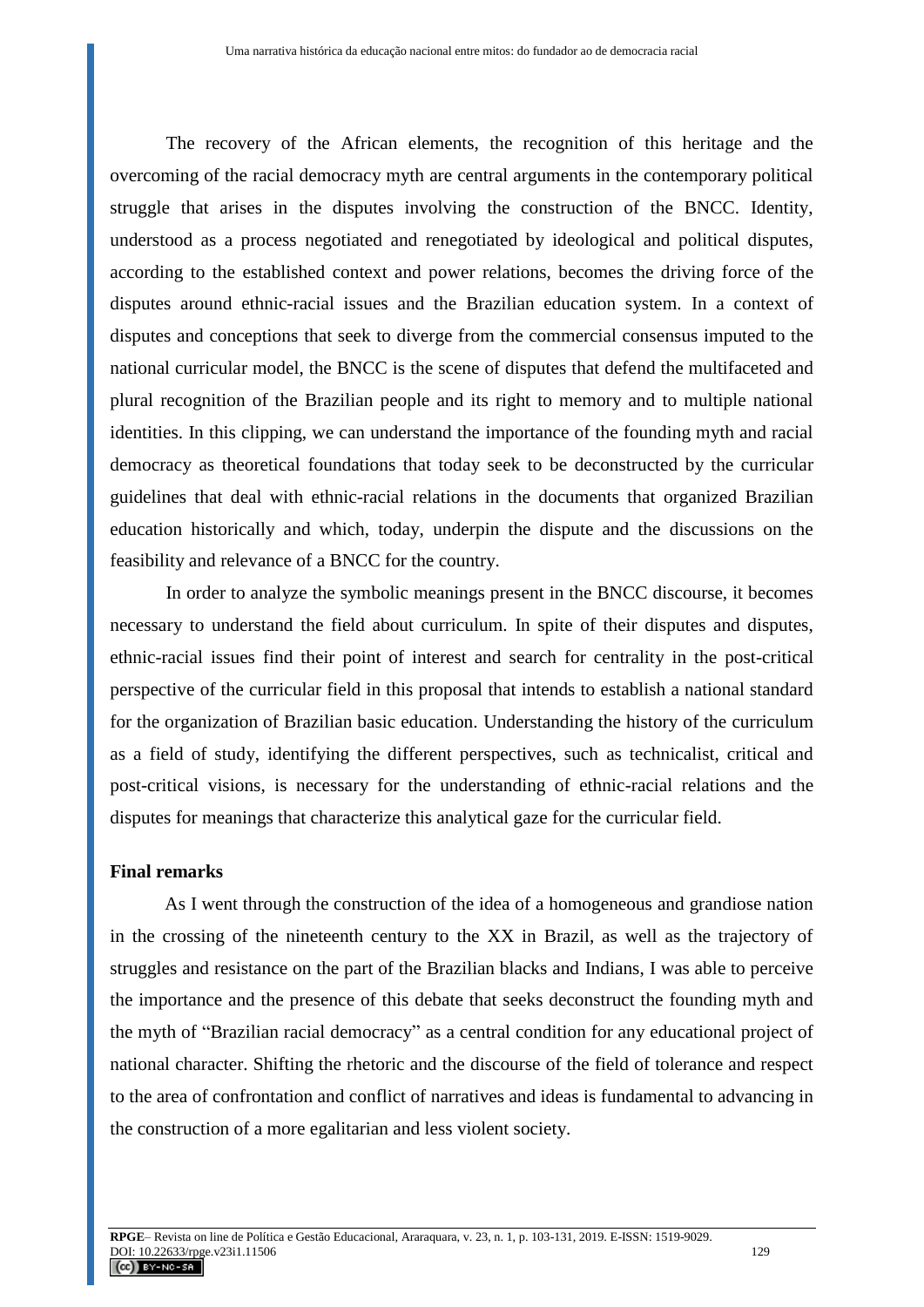The recovery of the African elements, the recognition of this heritage and the overcoming of the racial democracy myth are central arguments in the contemporary political struggle that arises in the disputes involving the construction of the BNCC. Identity, understood as a process negotiated and renegotiated by ideological and political disputes, according to the established context and power relations, becomes the driving force of the disputes around ethnic-racial issues and the Brazilian education system. In a context of disputes and conceptions that seek to diverge from the commercial consensus imputed to the national curricular model, the BNCC is the scene of disputes that defend the multifaceted and plural recognition of the Brazilian people and its right to memory and to multiple national identities. In this clipping, we can understand the importance of the founding myth and racial democracy as theoretical foundations that today seek to be deconstructed by the curricular guidelines that deal with ethnic-racial relations in the documents that organized Brazilian education historically and which, today, underpin the dispute and the discussions on the feasibility and relevance of a BNCC for the country.

In order to analyze the symbolic meanings present in the BNCC discourse, it becomes necessary to understand the field about curriculum. In spite of their disputes and disputes, ethnic-racial issues find their point of interest and search for centrality in the post-critical perspective of the curricular field in this proposal that intends to establish a national standard for the organization of Brazilian basic education. Understanding the history of the curriculum as a field of study, identifying the different perspectives, such as technicalist, critical and post-critical visions, is necessary for the understanding of ethnic-racial relations and the disputes for meanings that characterize this analytical gaze for the curricular field.

## Final remarks

As I went through the construction of the idea of a homogeneous and grandiose nation in the crossing of the nineteenth century to the XX in Brazil, as well as the trajectory of struggles and resistance on the part of the Brazilian blacks and Indians, I was able to perceive the importance and the presence of this debate that seeks deconstruct the founding myth and the myth of "Brazilian racial democracy" as a central condition for any educational project of national character. Shifting the rhetoric and the discourse of the field of tolerance and respect to the area of confrontation and conflict of narratives and ideas is fundamental to advancing in the construction of a more egalitarian and less violent society.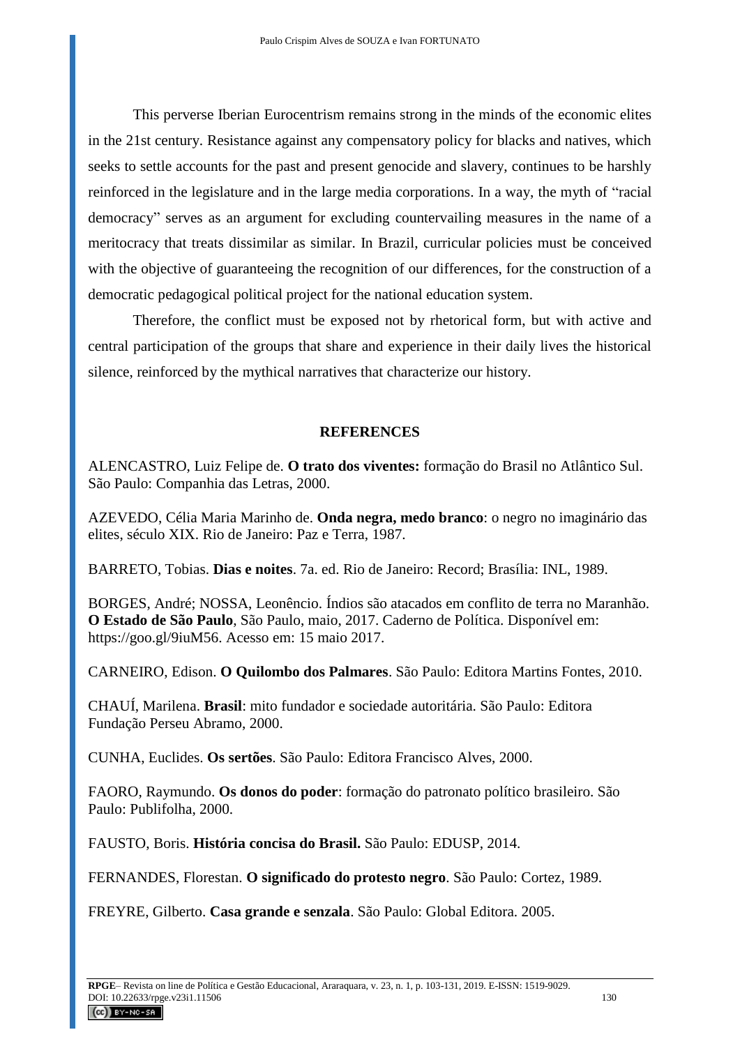This perverse Iberian Eurocentrism remains strong in the minds of the economic elites in the 21st century. Resistance against any compensatory policy for blacks and natives, which seeks to settle accounts for the past and present genocide and slavery, continues to be harshly reinforced in the legislature and in the large media corporations. In a way, the myth of "racial democracy" serves as an argument for excluding countervailing measures in the name of a meritocracy that treats dissimilar as similar. In Brazil, curricular policies must be conceived with the objective of guaranteeing the recognition of our differences, for the construction of a democratic pedagogical political project for the national education system.

Therefore, the conflict must be exposed not by rhetorical form, but with active and central participation of the groups that share and experience in their daily lives the historical silence, reinforced by the mythical narratives that characterize our history.

## REFERENCES

ALENCASTRO, Luiz Felipe de. **O trato dos viventes:** formação do Brasil no Atlântico Sul. São Paulo: Companhia das Letras, 2000.

AZEVEDO, Célia Maria Marinho de. **Onda negra, medo branco**: o negro no imaginário das elites, século XIX. Rio de Janeiro: Paz e Terra, 1987.

BARRETO, Tobias. **Dias e noites**. 7a. ed. Rio de Janeiro: Record; Brasília: INL, 1989.

BORGES, André; NOSSA, Leonêncio. Índios são atacados em conflito de terra no Maranhão. **O Estado de São Paulo**, São Paulo, maio, 2017. Caderno de Política. Disponível em: https://goo.gl/9iuM56. Acesso em: 15 maio 2017.

CARNEIRO, Edison. **O Quilombo dos Palmares**. São Paulo: Editora Martins Fontes, 2010.

CHAUÍ, Marilena. **Brasil**: mito fundador e sociedade autoritária. São Paulo: Editora Fundação Perseu Abramo, 2000.

CUNHA, Euclides. **Os sertões**. São Paulo: Editora Francisco Alves, 2000.

FAORO, Raymundo. **Os donos do poder**: formação do patronato político brasileiro. São Paulo: Publifolha, 2000.

FAUSTO, Boris. **História concisa do Brasil.** São Paulo: EDUSP, 2014.

FERNANDES, Florestan. **O significado do protesto negro**. São Paulo: Cortez, 1989.

FREYRE, Gilberto. **Casa grande e senzala**. São Paulo: Global Editora. 2005.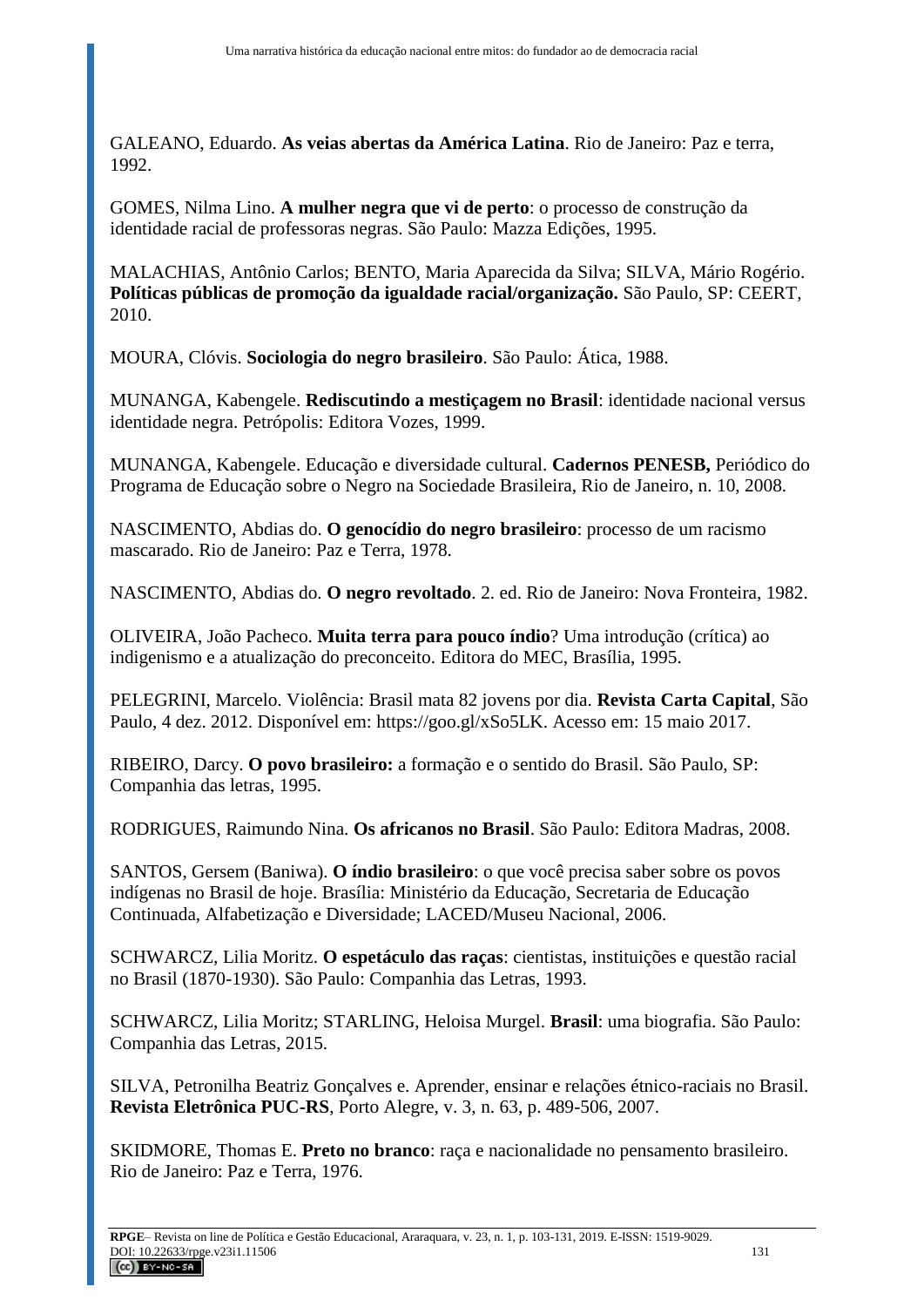GALEANO, Eduardo. **As veias abertas da América Latina**. Rio de Janeiro: Paz e terra, 1992.

GOMES, Nilma Lino. **A mulher negra que vi de perto**: o processo de construção da identidade racial de professoras negras. São Paulo: Mazza Edições, 1995.

MALACHIAS, Antônio Carlos; BENTO, Maria Aparecida da Silva; SILVA, Mário Rogério. **Políticas públicas de promoção da igualdade racial/organização.** São Paulo, SP: CEERT, 2010.

MOURA, Clóvis. **Sociologia do negro brasileiro**. São Paulo: Ática, 1988.

MUNANGA, Kabengele. **Rediscutindo a mestiçagem no Brasil**: identidade nacional versus identidade negra. Petrópolis: Editora Vozes, 1999.

MUNANGA, Kabengele. Educação e diversidade cultural. **Cadernos PENESB,** Periódico do Programa de Educação sobre o Negro na Sociedade Brasileira, Rio de Janeiro, n. 10, 2008.

NASCIMENTO, Abdias do. **O genocídio do negro brasileiro**: processo de um racismo mascarado. Rio de Janeiro: Paz e Terra, 1978.

NASCIMENTO, Abdias do. **O negro revoltado**. 2. ed. Rio de Janeiro: Nova Fronteira, 1982.

OLIVEIRA, João Pacheco. **Muita terra para pouco índio**? Uma introdução (crítica) ao indigenismo e a atualização do preconceito. Editora do MEC, Brasília, 1995.

PELEGRINI, Marcelo. Violência: Brasil mata 82 jovens por dia. **Revista Carta Capital**, São Paulo, 4 dez. 2012. Disponível em: https://goo.gl/xSo5LK. Acesso em: 15 maio 2017.

RIBEIRO, Darcy. **O povo brasileiro:** a formação e o sentido do Brasil. São Paulo, SP: Companhia das letras, 1995.

RODRIGUES, Raimundo Nina. **Os africanos no Brasil**. São Paulo: Editora Madras, 2008.

SANTOS, Gersem (Baniwa). **O índio brasileiro**: o que você precisa saber sobre os povos indígenas no Brasil de hoje. Brasília: Ministério da Educação, Secretaria de Educação Continuada, Alfabetização e Diversidade; LACED/Museu Nacional, 2006.

SCHWARCZ, Lilia Moritz. **O espetáculo das raças**: cientistas, instituições e questão racial no Brasil (1870-1930). São Paulo: Companhia das Letras, 1993.

SCHWARCZ, Lilia Moritz; STARLING, Heloisa Murgel. **Brasil**: uma biografia. São Paulo: Companhia das Letras, 2015.

SILVA, Petronilha Beatriz Gonçalves e. Aprender, ensinar e relações étnico-raciais no Brasil. **Revista Eletrônica PUC-RS**, Porto Alegre, v. 3, n. 63, p. 489-506, 2007.

SKIDMORE, Thomas E. **Preto no branco**: raça e nacionalidade no pensamento brasileiro. Rio de Janeiro: Paz e Terra, 1976.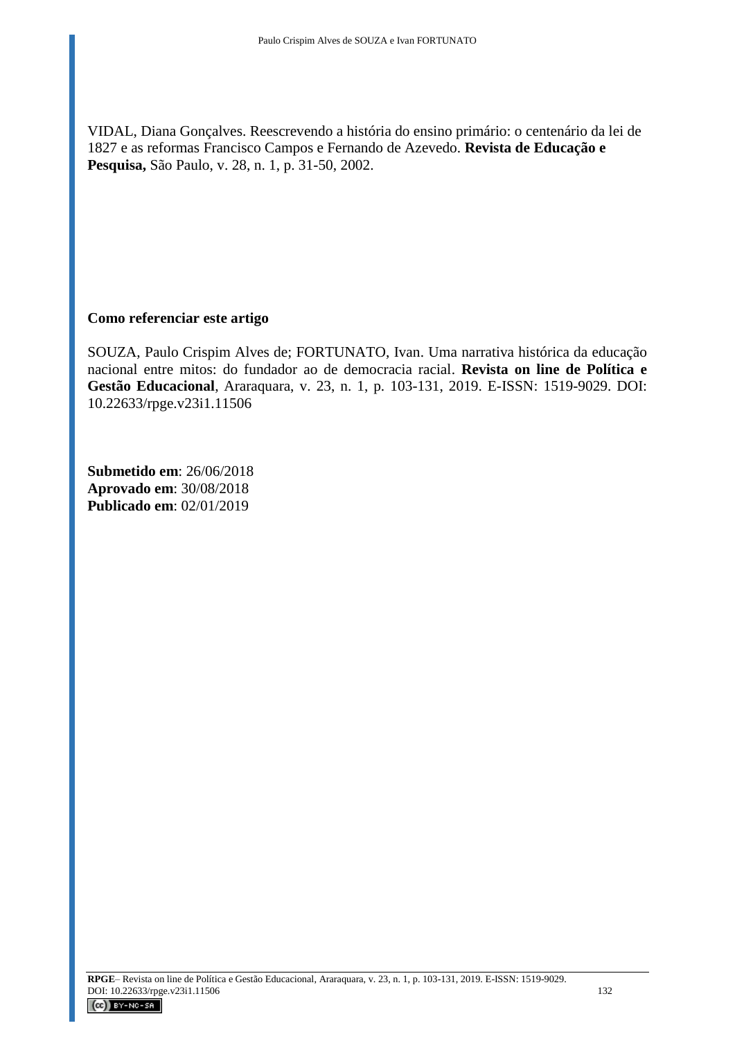VIDAL, Diana Gonçalves. Reescrevendo a história do ensino primário: o centenário da lei de 1827 e as reformas Francisco Campos e Fernando de Azevedo. **Revista de Educação e Pesquisa,** São Paulo, v. 28, n. 1, p. 31-50, 2002.

**Como referenciar este artigo**

SOUZA, Paulo Crispim Alves de; FORTUNATO, Ivan. Uma narrativa histórica da educação nacional entre mitos: do fundador ao de democracia racial. **Revista on line de Política e Gestão Educacional**, Araraquara, v. 23, n. 1, p. 103-131, 2019. E-ISSN: 1519-9029. DOI: 10.22633/rpge.v23i1.11506

**Submetido em**: 26/06/2018
**Aprovado em**: 30/08/2018
**Publicado em**: 02/01/2019